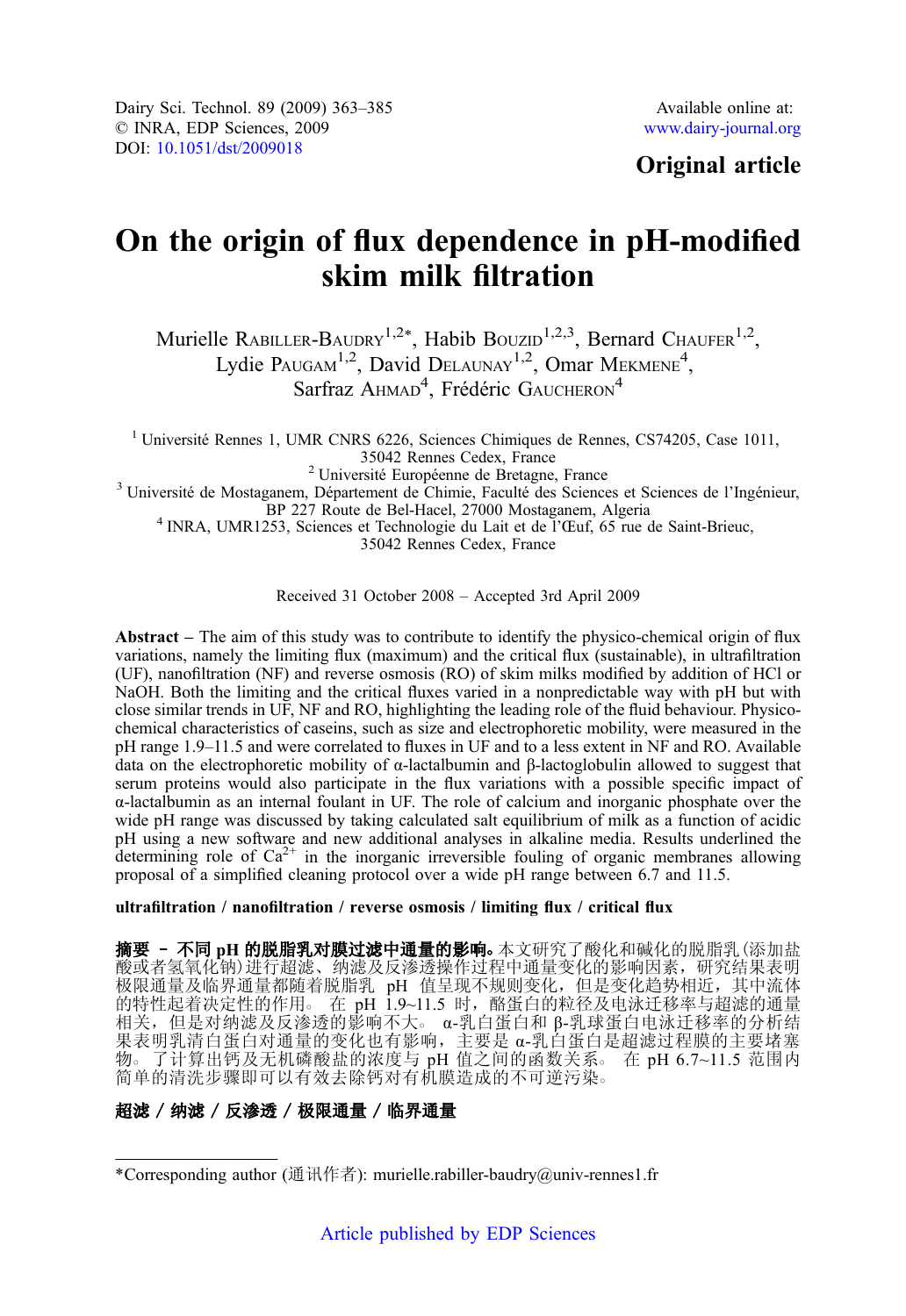Dairy Sci. Technol. 89 (2009) 363–385
© INRA, EDP Sciences, 2009
DOI: 10.1051/dst/2009018

Available online at:
www.dairy-journal.org

**Original article**

# On the origin of flux dependence in pH-modified skim milk filtration

Murielle Rabiller-Baudry[1,2*], Habib Bouzid[1,2,3], Bernard Chaufer[1,2], Lydie Paugam[1,2], David Delaunay[1,2], Omar Mekmene[4], Sarfraz Ahmad[4], Frédéric Gaucheron[4]

[1] Université Rennes 1, UMR CNRS 6226, Sciences Chimiques de Rennes, CS74205, Case 1011, 35042 Rennes Cedex, France
[2] Université Européenne de Bretagne, France
[3] Université de Mostaganem, Département de Chimie, Faculté des Sciences et Sciences de l'Ingénieur, BP 227 Route de Bel-Hacel, 27000 Mostaganem, Algeria
[4] INRA, UMR1253, Sciences et Technologie du Lait et de l'Œuf, 65 rue de Saint-Brieuc, 35042 Rennes Cedex, France

Received 31 October 2008 – Accepted 3rd April 2009

**Abstract** – The aim of this study was to contribute to identify the physico-chemical origin of flux variations, namely the limiting flux (maximum) and the critical flux (sustainable), in ultrafiltration (UF), nanofiltration (NF) and reverse osmosis (RO) of skim milks modified by addition of HCl or NaOH. Both the limiting and the critical fluxes varied in a nonpredictable way with pH but with close similar trends in UF, NF and RO, highlighting the leading role of the fluid behaviour. Physico-chemical characteristics of caseins, such as size and electrophoretic mobility, were measured in the pH range 1.9–11.5 and were correlated to fluxes in UF and to a less extent in NF and RO. Available data on the electrophoretic mobility of α-lactalbumin and β-lactoglobulin allowed to suggest that serum proteins would also participate in the flux variations with a possible specific impact of α-lactalbumin as an internal foulant in UF. The role of calcium and inorganic phosphate over the wide pH range was discussed by taking calculated salt equilibrium of milk as a function of acidic pH using a new software and new additional analyses in alkaline media. Results underlined the determining role of $Ca^{2+}$ in the inorganic irreversible fouling of organic membranes allowing proposal of a simplified cleaning protocol over a wide pH range between 6.7 and 11.5.

**ultrafiltration / nanofiltration / reverse osmosis / limiting flux / critical flux**

**摘要 – 不同 pH 的脱脂乳对膜过滤中通量的影响。**本文研究了酸化和碱化的脱脂乳(添加盐酸或者氢氧化钠)进行超滤、纳滤及反渗透操作过程中通量变化的影响因素，研究结果表明极限通量及临界通量都随着脱脂乳 pH 值呈现不规则变化，但是变化趋势相近，其中流体的特性起着决定性的作用。 在 pH 1.9~11.5 时，酪蛋白的粒径及电泳迁移率与超滤的通量相关，但是对纳滤及反渗透的影响不大。 α-乳白蛋白和 β-乳球蛋白电泳迁移率的分析结果表明乳清白蛋白对通量的变化也有影响，主要是 α-乳白蛋白是超滤过程膜的主要堵塞物。 了计算出钙及无机磷酸盐的浓度与 pH 值之间的函数关系。 在 pH 6.7~11.5 范围内简单的清洗步骤即可以有效去除钙对有机膜造成的不可逆污染。

**超滤 / 纳滤 / 反渗透 / 极限通量 / 临界通量**

*Corresponding author (通讯作者): murielle.rabiller-baudry@univ-rennes1.fr

Article published by EDP Sciences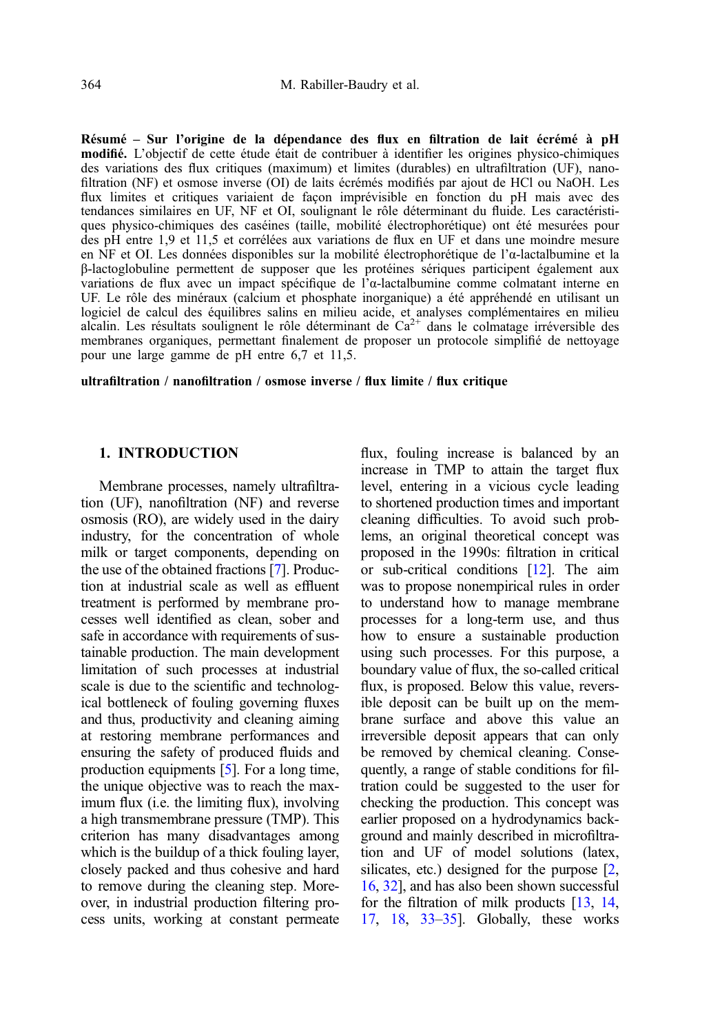**Résumé – Sur l'origine de la dépendance des flux en filtration de lait écrémé à pH modifié.** L'objectif de cette étude était de contribuer à identifier les origines physico-chimiques des variations des flux critiques (maximum) et limites (durables) en ultrafiltration (UF), nanofiltration (NF) et osmose inverse (OI) de laits écrémés modifiés par ajout de HCl ou NaOH. Les flux limites et critiques variaient de façon imprévisible en fonction du pH mais avec des tendances similaires en UF, NF et OI, soulignant le rôle déterminant du fluide. Les caractéristiques physico-chimiques des caséines (taille, mobilité électrophorétique) ont été mesurées pour des pH entre 1,9 et 11,5 et corrélées aux variations de flux en UF et dans une moindre mesure en NF et OI. Les données disponibles sur la mobilité électrophorétique de l'α-lactalbumine et la β-lactoglobuline permettent de supposer que les protéines sériques participent également aux variations de flux avec un impact spécifique de l'α-lactalbumine comme colmatant interne en UF. Le rôle des minéraux (calcium et phosphate inorganique) a été appréhendé en utilisant un logiciel de calcul des équilibres salins en milieu acide, et analyses complémentaires en milieu alcalin. Les résultats soulignent le rôle déterminant de $Ca^{2+}$ dans le colmatage irréversible des membranes organiques, permettant finalement de proposer un protocole simplifié de nettoyage pour une large gamme de pH entre 6,7 et 11,5.

**ultrafiltration / nanofiltration / osmose inverse / flux limite / flux critique**

## 1. INTRODUCTION

Membrane processes, namely ultrafiltration (UF), nanofiltration (NF) and reverse osmosis (RO), are widely used in the dairy industry, for the concentration of whole milk or target components, depending on the use of the obtained fractions [7]. Production at industrial scale as well as effluent treatment is performed by membrane processes well identified as clean, sober and safe in accordance with requirements of sustainable production. The main development limitation of such processes at industrial scale is due to the scientific and technological bottleneck of fouling governing fluxes and thus, productivity and cleaning aiming at restoring membrane performances and ensuring the safety of produced fluids and production equipments [5]. For a long time, the unique objective was to reach the maximum flux (i.e. the limiting flux), involving a high transmembrane pressure (TMP). This criterion has many disadvantages among which is the buildup of a thick fouling layer, closely packed and thus cohesive and hard to remove during the cleaning step. Moreover, in industrial production filtering process units, working at constant permeate flux, fouling increase is balanced by an increase in TMP to attain the target flux level, entering in a vicious cycle leading to shortened production times and important cleaning difficulties. To avoid such problems, an original theoretical concept was proposed in the 1990s: filtration in critical or sub-critical conditions [12]. The aim was to propose nonempirical rules in order to understand how to manage membrane processes for a long-term use, and thus how to ensure a sustainable production using such processes. For this purpose, a boundary value of flux, the so-called critical flux, is proposed. Below this value, reversible deposit can be built up on the membrane surface and above this value an irreversible deposit appears that can only be removed by chemical cleaning. Consequently, a range of stable conditions for filtration could be suggested to the user for checking the production. This concept was earlier proposed on a hydrodynamics background and mainly described in microfiltration and UF of model solutions (latex, silicates, etc.) designed for the purpose [2, 16, 32], and has also been shown successful for the filtration of milk products [13, 14, 17, 18, 33–35]. Globally, these works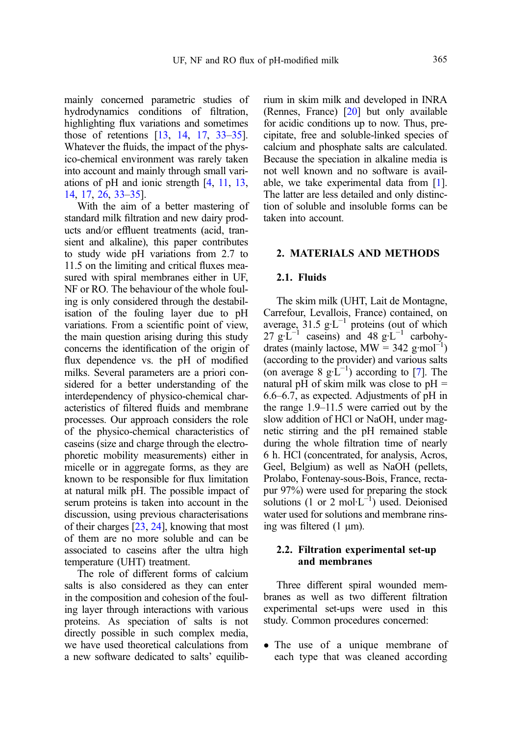mainly concerned parametric studies of hydrodynamics conditions of filtration, highlighting flux variations and sometimes those of retentions [13, 14, 17, 33–35]. Whatever the fluids, the impact of the physico-chemical environment was rarely taken into account and mainly through small variations of pH and ionic strength [4, 11, 13, 14, 17, 26, 33–35].

With the aim of a better mastering of standard milk filtration and new dairy products and/or effluent treatments (acid, transient and alkaline), this paper contributes to study wide pH variations from 2.7 to 11.5 on the limiting and critical fluxes measured with spiral membranes either in UF, NF or RO. The behaviour of the whole fouling is only considered through the destabilisation of the fouling layer due to pH variations. From a scientific point of view, the main question arising during this study concerns the identification of the origin of flux dependence vs. the pH of modified milks. Several parameters are a priori considered for a better understanding of the interdependency of physico-chemical characteristics of filtered fluids and membrane processes. Our approach considers the role of the physico-chemical characteristics of caseins (size and charge through the electrophoretic mobility measurements) either in micelle or in aggregate forms, as they are known to be responsible for flux limitation at natural milk pH. The possible impact of serum proteins is taken into account in the discussion, using previous characterisations of their charges [23, 24], knowing that most of them are no more soluble and can be associated to caseins after the ultra high temperature (UHT) treatment.

The role of different forms of calcium salts is also considered as they can enter in the composition and cohesion of the fouling layer through interactions with various proteins. As speciation of salts is not directly possible in such complex media, we have used theoretical calculations from a new software dedicated to salts' equilibrium in skim milk and developed in INRA (Rennes, France) [20] but only available for acidic conditions up to now. Thus, precipitate, free and soluble-linked species of calcium and phosphate salts are calculated. Because the speciation in alkaline media is not well known and no software is available, we take experimental data from [1]. The latter are less detailed and only distinction of soluble and insoluble forms can be taken into account.

## 2. MATERIALS AND METHODS

### 2.1. Fluids

The skim milk (UHT, Lait de Montagne, Carrefour, Levallois, France) contained, on average, 31.5 $g \cdot L^{-1}$ proteins (out of which 27 $g \cdot L^{-1}$ caseins) and 48 $g \cdot L^{-1}$ carbohydrates (mainly lactose, MW = 342 $g \cdot mol^{-1}$) (according to the provider) and various salts (on average 8 $g \cdot L^{-1}$) according to [7]. The natural pH of skim milk was close to pH = 6.6–6.7, as expected. Adjustments of pH in the range 1.9–11.5 were carried out by the slow addition of HCl or NaOH, under magnetic stirring and the pH remained stable during the whole filtration time of nearly 6 h. HCl (concentrated, for analysis, Acros, Geel, Belgium) as well as NaOH (pellets, Prolabo, Fontenay-sous-Bois, France, rectapur 97%) were used for preparing the stock solutions (1 or 2 $mol \cdot L^{-1}$) used. Deionised water used for solutions and membrane rinsing was filtered (1 µm).

### 2.2. Filtration experimental set-up and membranes

Three different spiral wounded membranes as well as two different filtration experimental set-ups were used in this study. Common procedures concerned:

- The use of a unique membrane of each type that was cleaned according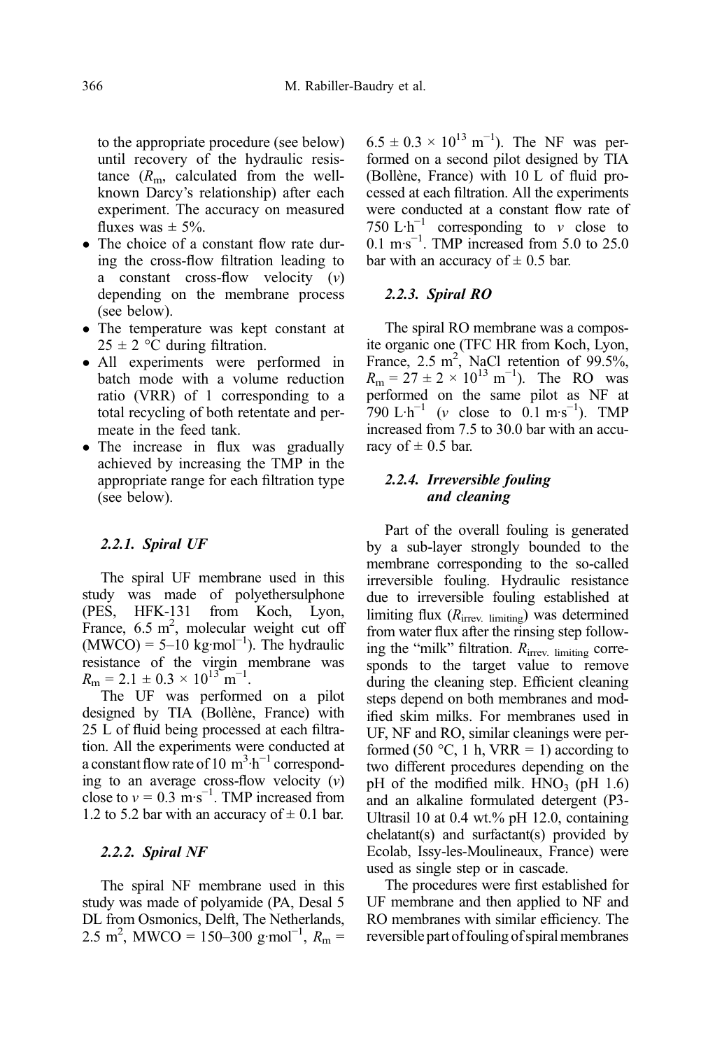to the appropriate procedure (see below) until recovery of the hydraulic resistance ($R_m$, calculated from the well-known Darcy's relationship) after each experiment. The accuracy on measured fluxes was ± 5%.

- The choice of a constant flow rate during the cross-flow filtration leading to a constant cross-flow velocity ($v$) depending on the membrane process (see below).
- The temperature was kept constant at 25 ± 2 °C during filtration.
- All experiments were performed in batch mode with a volume reduction ratio (VRR) of 1 corresponding to a total recycling of both retentate and permeate in the feed tank.
- The increase in flux was gradually achieved by increasing the TMP in the appropriate range for each filtration type (see below).

#### 2.2.1. Spiral UF

The spiral UF membrane used in this study was made of polyethersulphone (PES, HFK-131 from Koch, Lyon, France, 6.5 $m^2$, molecular weight cut off (MWCO) = 5–10 $kg \cdot mol^{-1}$). The hydraulic resistance of the virgin membrane was $R_m = 2.1 \pm 0.3 \times 10^{13}\ m^{-1}$.

The UF was performed on a pilot designed by TIA (Bollène, France) with 25 L of fluid being processed at each filtration. All the experiments were conducted at a constant flow rate of 10 $m^3 \cdot h^{-1}$ corresponding to an average cross-flow velocity ($v$) close to $v = 0.3\ m \cdot s^{-1}$. TMP increased from 1.2 to 5.2 bar with an accuracy of ± 0.1 bar.

#### 2.2.2. Spiral NF

The spiral NF membrane used in this study was made of polyamide (PA, Desal 5 DL from Osmonics, Delft, The Netherlands, 2.5 $m^2$, MWCO = 150–300 $g \cdot mol^{-1}$, $R_m$ = $6.5 \pm 0.3 \times 10^{13}\ m^{-1}$). The NF was performed on a second pilot designed by TIA (Bollène, France) with 10 L of fluid processed at each filtration. All the experiments were conducted at a constant flow rate of 750 $L \cdot h^{-1}$ corresponding to $v$ close to 0.1 $m \cdot s^{-1}$. TMP increased from 5.0 to 25.0 bar with an accuracy of ± 0.5 bar.

#### 2.2.3. Spiral RO

The spiral RO membrane was a composite organic one (TFC HR from Koch, Lyon, France, 2.5 $m^2$, NaCl retention of 99.5%, $R_m = 27 \pm 2 \times 10^{13}\ m^{-1}$). The RO was performed on the same pilot as NF at 790 $L \cdot h^{-1}$ ($v$ close to 0.1 $m \cdot s^{-1}$). TMP increased from 7.5 to 30.0 bar with an accuracy of ± 0.5 bar.

#### 2.2.4. Irreversible fouling and cleaning

Part of the overall fouling is generated by a sub-layer strongly bounded to the membrane corresponding to the so-called irreversible fouling. Hydraulic resistance due to irreversible fouling established at limiting flux ($R_{irrev.\ limiting}$) was determined from water flux after the rinsing step following the "milk" filtration. $R_{irrev.\ limiting}$ corresponds to the target value to remove during the cleaning step. Efficient cleaning steps depend on both membranes and modified skim milks. For membranes used in UF, NF and RO, similar cleanings were performed (50 °C, 1 h, VRR = 1) according to two different procedures depending on the pH of the modified milk. $HNO_3$ (pH 1.6) and an alkaline formulated detergent (P3-Ultrasil 10 at 0.4 wt.% pH 12.0, containing chelatant(s) and surfactant(s) provided by Ecolab, Issy-les-Moulineaux, France) were used as single step or in cascade.

The procedures were first established for UF membrane and then applied to NF and RO membranes with similar efficiency. The reversible part of fouling of spiral membranes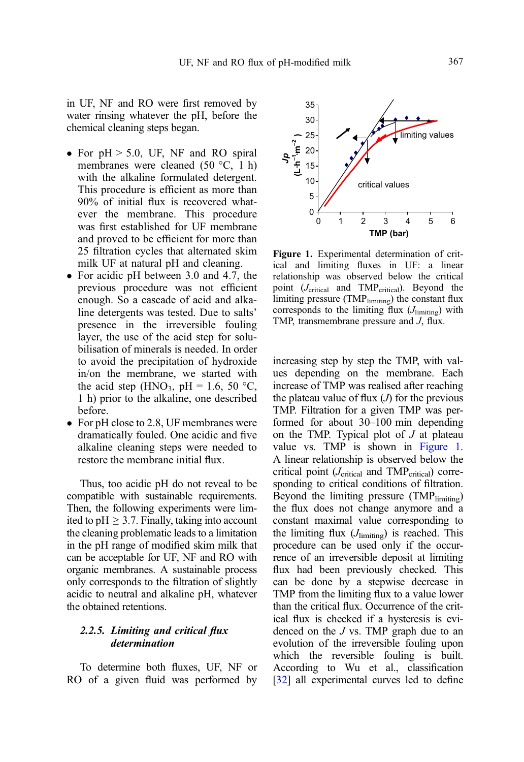in UF, NF and RO were first removed by water rinsing whatever the pH, before the chemical cleaning steps began.

- For pH > 5.0, UF, NF and RO spiral membranes were cleaned (50 °C, 1 h) with the alkaline formulated detergent. This procedure is efficient as more than 90% of initial flux is recovered whatever the membrane. This procedure was first established for UF membrane and proved to be efficient for more than 25 filtration cycles that alternated skim milk UF at natural pH and cleaning.
- For acidic pH between 3.0 and 4.7, the previous procedure was not efficient enough. So a cascade of acid and alkaline detergents was tested. Due to salts' presence in the irreversible fouling layer, the use of the acid step for solubilisation of minerals is needed. In order to avoid the precipitation of hydroxide in/on the membrane, we started with the acid step ($HNO_3$, pH = 1.6, 50 °C, 1 h) prior to the alkaline, one described before.
- For pH close to 2.8, UF membranes were dramatically fouled. One acidic and five alkaline cleaning steps were needed to restore the membrane initial flux.

Thus, too acidic pH do not reveal to be compatible with sustainable requirements. Then, the following experiments were limited to pH ≥ 3.7. Finally, taking into account the cleaning problematic leads to a limitation in the pH range of modified skim milk that can be acceptable for UF, NF and RO with organic membranes. A sustainable process only corresponds to the filtration of slightly acidic to neutral and alkaline pH, whatever the obtained retentions.

### 2.2.5. *Limiting and critical flux determination*

To determine both fluxes, UF, NF or RO of a given fluid was performed by increasing step by step the TMP, with values depending on the membrane. Each increase of TMP was realised after reaching the plateau value of flux ($J$) for the previous TMP. Filtration for a given TMP was performed for about 30–100 min depending on the TMP. Typical plot of $J$ at plateau value vs. TMP is shown in Figure 1. A linear relationship is observed below the critical point ($J_{critical}$ and $TMP_{critical}$) corresponding to critical conditions of filtration. Beyond the limiting pressure ($TMP_{limiting}$) the flux does not change anymore and a constant maximal value corresponding to the limiting flux ($J_{limiting}$) is reached. This procedure can be used only if the occurrence of an irreversible deposit at limiting flux had been previously checked. This can be done by a stepwise decrease in TMP from the limiting flux to a value lower than the critical flux. Occurrence of the critical flux is checked if a hysteresis is evidenced on the $J$ vs. TMP graph due to an evolution of the irreversible fouling upon which the reversible fouling is built. According to Wu et al., classification [32] all experimental curves led to define

**Figure 1.** Experimental determination of critical and limiting fluxes in UF: a linear relationship was observed below the critical point ($J_{critical}$ and $TMP_{critical}$). Beyond the limiting pressure ($TMP_{limiting}$) the constant flux corresponds to the limiting flux ($J_{limiting}$) with TMP, transmembrane pressure and $J$, flux.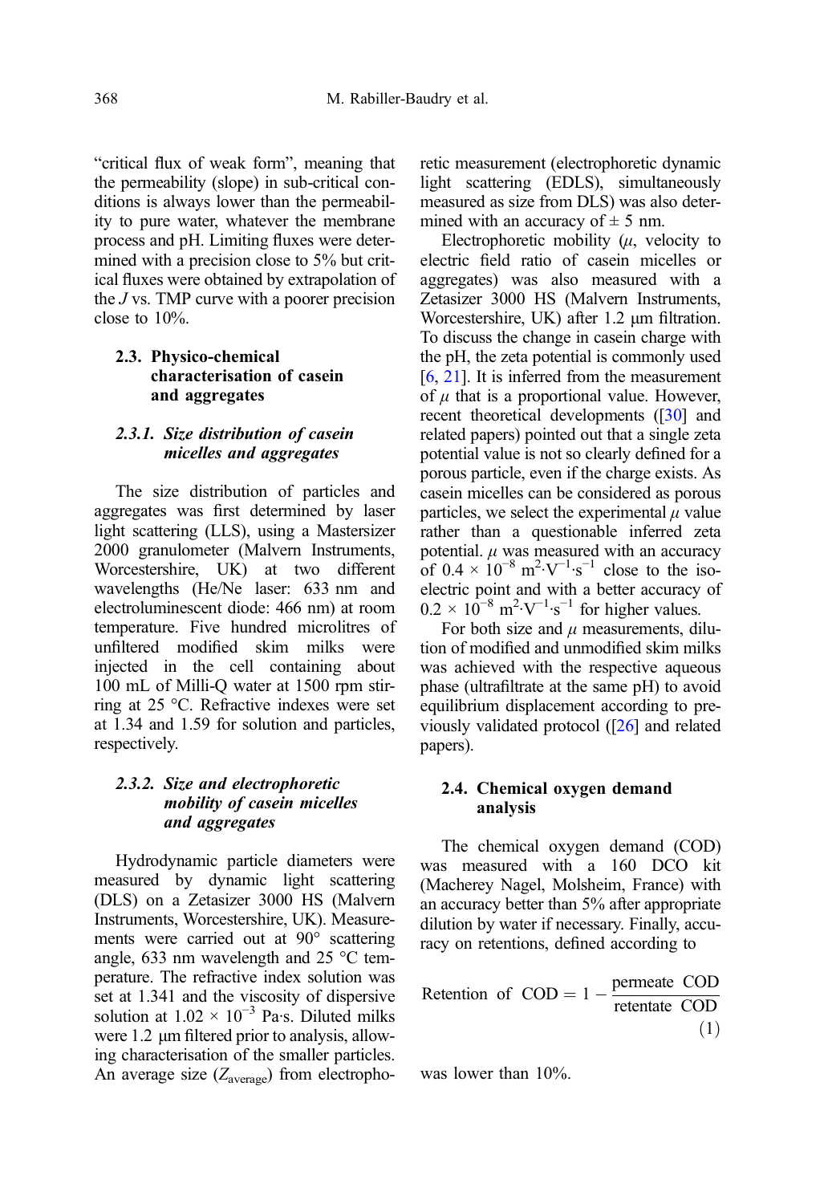"critical flux of weak form", meaning that the permeability (slope) in sub-critical conditions is always lower than the permeability to pure water, whatever the membrane process and pH. Limiting fluxes were determined with a precision close to 5% but critical fluxes were obtained by extrapolation of the $J$ vs. TMP curve with a poorer precision close to 10%.

### 2.3. Physico-chemical characterisation of casein and aggregates

#### 2.3.1. Size distribution of casein micelles and aggregates

The size distribution of particles and aggregates was first determined by laser light scattering (LLS), using a Mastersizer 2000 granulometer (Malvern Instruments, Worcestershire, UK) at two different wavelengths (He/Ne laser: 633 nm and electroluminescent diode: 466 nm) at room temperature. Five hundred microlitres of unfiltered modified skim milks were injected in the cell containing about 100 mL of Milli-Q water at 1500 rpm stirring at 25 °C. Refractive indexes were set at 1.34 and 1.59 for solution and particles, respectively.

#### 2.3.2. Size and electrophoretic mobility of casein micelles and aggregates

Hydrodynamic particle diameters were measured by dynamic light scattering (DLS) on a Zetasizer 3000 HS (Malvern Instruments, Worcestershire, UK). Measurements were carried out at 90° scattering angle, 633 nm wavelength and 25 °C temperature. The refractive index solution was set at 1.341 and the viscosity of dispersive solution at $1.02 \times 10^{-3}$ Pa·s. Diluted milks were 1.2 μm filtered prior to analysis, allowing characterisation of the smaller particles. An average size ($Z_{average}$) from electrophoretic measurement (electrophoretic dynamic light scattering (EDLS), simultaneously measured as size from DLS) was also determined with an accuracy of ± 5 nm.

Electrophoretic mobility ($\mu$, velocity to electric field ratio of casein micelles or aggregates) was also measured with a Zetasizer 3000 HS (Malvern Instruments, Worcestershire, UK) after 1.2 μm filtration. To discuss the change in casein charge with the pH, the zeta potential is commonly used [6, 21]. It is inferred from the measurement of $\mu$ that is a proportional value. However, recent theoretical developments ([30] and related papers) pointed out that a single zeta potential value is not so clearly defined for a porous particle, even if the charge exists. As casein micelles can be considered as porous particles, we select the experimental $\mu$ value rather than a questionable inferred zeta potential. $\mu$ was measured with an accuracy of $0.4 \times 10^{-8}$ $m^2 \cdot V^{-1} \cdot s^{-1}$ close to the isoelectric point and with a better accuracy of $0.2 \times 10^{-8}$ $m^2 \cdot V^{-1} \cdot s^{-1}$ for higher values.

For both size and $\mu$ measurements, dilution of modified and unmodified skim milks was achieved with the respective aqueous phase (ultrafiltrate at the same pH) to avoid equilibrium displacement according to previously validated protocol ([26] and related papers).

### 2.4. Chemical oxygen demand analysis

The chemical oxygen demand (COD) was measured with a 160 DCO kit (Macherey Nagel, Molsheim, France) with an accuracy better than 5% after appropriate dilution by water if necessary. Finally, accuracy on retentions, defined according to

$$\text{Retention of COD} = 1 - \frac{\text{permeate COD}}{\text{retentate COD}} \tag{1}$$

was lower than 10%.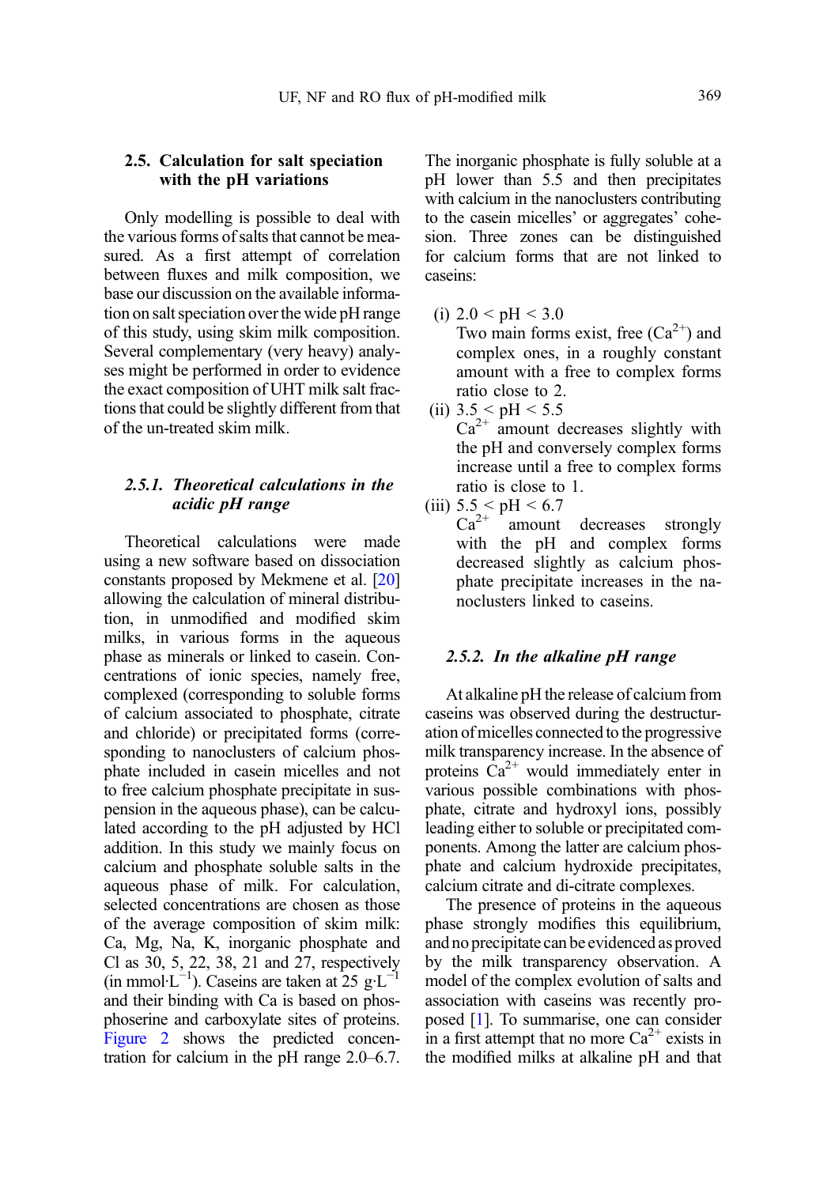### 2.5. Calculation for salt speciation with the pH variations

Only modelling is possible to deal with the various forms of salts that cannot be measured. As a first attempt of correlation between fluxes and milk composition, we base our discussion on the available information on salt speciation over the wide pH range of this study, using skim milk composition. Several complementary (very heavy) analyses might be performed in order to evidence the exact composition of UHT milk salt fractions that could be slightly different from that of the un-treated skim milk.

#### 2.5.1. *Theoretical calculations in the acidic pH range*

Theoretical calculations were made using a new software based on dissociation constants proposed by Mekmene et al. [20] allowing the calculation of mineral distribution, in unmodified and modified skim milks, in various forms in the aqueous phase as minerals or linked to casein. Concentrations of ionic species, namely free, complexed (corresponding to soluble forms of calcium associated to phosphate, citrate and chloride) or precipitated forms (corresponding to nanoclusters of calcium phosphate included in casein micelles and not to free calcium phosphate precipitate in suspension in the aqueous phase), can be calculated according to the pH adjusted by HCl addition. In this study we mainly focus on calcium and phosphate soluble salts in the aqueous phase of milk. For calculation, selected concentrations are chosen as those of the average composition of skim milk: Ca, Mg, Na, K, inorganic phosphate and Cl as 30, 5, 22, 38, 21 and 27, respectively (in $mmol \cdot L^{-1}$). Caseins are taken at 25 $g \cdot L^{-1}$ and their binding with Ca is based on phosphoserine and carboxylate sites of proteins. Figure 2 shows the predicted concentration for calcium in the pH range 2.0–6.7. The inorganic phosphate is fully soluble at a pH lower than 5.5 and then precipitates with calcium in the nanoclusters contributing to the casein micelles' or aggregates' cohesion. Three zones can be distinguished for calcium forms that are not linked to caseins:

(i) $2.0 < pH < 3.0$
Two main forms exist, free ($Ca^{2+}$) and complex ones, in a roughly constant amount with a free to complex forms ratio close to 2.

(ii) $3.5 < pH < 5.5$
$Ca^{2+}$ amount decreases slightly with the pH and conversely complex forms increase until a free to complex forms ratio is close to 1.

(iii) $5.5 < pH < 6.7$
$Ca^{2+}$ amount decreases strongly with the pH and complex forms decreased slightly as calcium phosphate precipitate increases in the nanoclusters linked to caseins.

#### 2.5.2. *In the alkaline pH range*

At alkaline pH the release of calcium from caseins was observed during the destructuration of micelles connected to the progressive milk transparency increase. In the absence of proteins $Ca^{2+}$ would immediately enter in various possible combinations with phosphate, citrate and hydroxyl ions, possibly leading either to soluble or precipitated components. Among the latter are calcium phosphate and calcium hydroxide precipitates, calcium citrate and di-citrate complexes.

The presence of proteins in the aqueous phase strongly modifies this equilibrium, and no precipitate can be evidenced as proved by the milk transparency observation. A model of the complex evolution of salts and association with caseins was recently proposed [1]. To summarise, one can consider in a first attempt that no more $Ca^{2+}$ exists in the modified milks at alkaline pH and that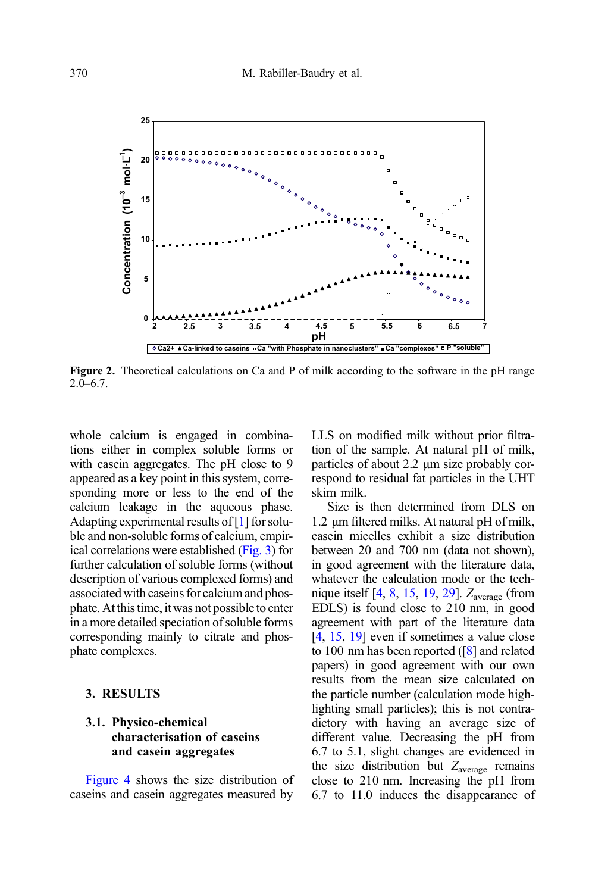**Figure 2.** Theoretical calculations on Ca and P of milk according to the software in the pH range 2.0–6.7.

whole calcium is engaged in combinations either in complex soluble forms or with casein aggregates. The pH close to 9 appeared as a key point in this system, corresponding more or less to the end of the calcium leakage in the aqueous phase. Adapting experimental results of [1] for soluble and non-soluble forms of calcium, empirical correlations were established (Fig. 3) for further calculation of soluble forms (without description of various complexed forms) and associated with caseins for calcium and phosphate. At this time, it was not possible to enter in a more detailed speciation of soluble forms corresponding mainly to citrate and phosphate complexes.

## 3. RESULTS

### 3.1. Physico-chemical characterisation of caseins and casein aggregates

Figure 4 shows the size distribution of caseins and casein aggregates measured by LLS on modified milk without prior filtration of the sample. At natural pH of milk, particles of about 2.2 µm size probably correspond to residual fat particles in the UHT skim milk.

Size is then determined from DLS on 1.2 µm filtered milks. At natural pH of milk, casein micelles exhibit a size distribution between 20 and 700 nm (data not shown), in good agreement with the literature data, whatever the calculation mode or the technique itself [4, 8, 15, 19, 29]. $Z_{average}$ (from EDLS) is found close to 210 nm, in good agreement with part of the literature data [4, 15, 19] even if sometimes a value close to 100 nm has been reported ([8] and related papers) in good agreement with our own results from the mean size calculated on the particle number (calculation mode highlighting small particles); this is not contradictory with having an average size of different value. Decreasing the pH from 6.7 to 5.1, slight changes are evidenced in the size distribution but $Z_{average}$ remains close to 210 nm. Increasing the pH from 6.7 to 11.0 induces the disappearance of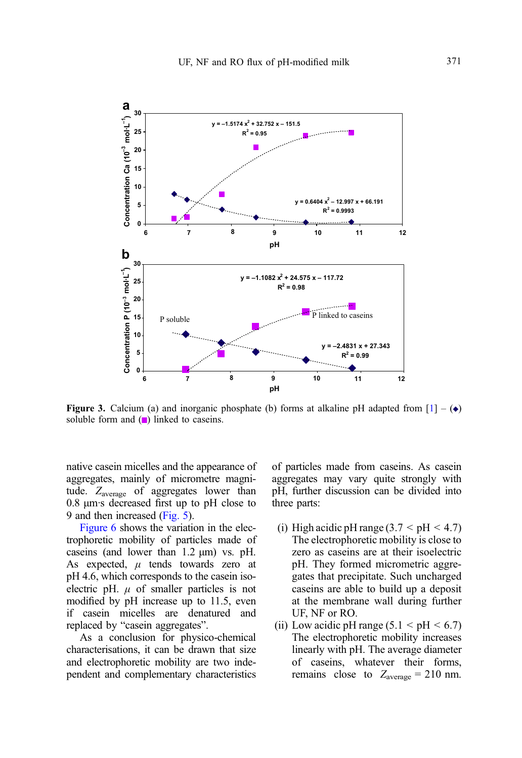**Figure 3.** Calcium (a) and inorganic phosphate (b) forms at alkaline pH adapted from [1] – (◆) soluble form and (■) linked to caseins.

native casein micelles and the appearance of aggregates, mainly of micrometre magnitude. $Z_{average}$ of aggregates lower than 0.8 μm·s decreased first up to pH close to 9 and then increased (Fig. 5).

Figure 6 shows the variation in the electrophoretic mobility of particles made of caseins (and lower than 1.2 μm) vs. pH. As expected, $\mu$ tends towards zero at pH 4.6, which corresponds to the casein isoelectric pH. $\mu$ of smaller particles is not modified by pH increase up to 11.5, even if casein micelles are denatured and replaced by "casein aggregates".

As a conclusion for physico-chemical characterisations, it can be drawn that size and electrophoretic mobility are two independent and complementary characteristics of particles made from caseins. As casein aggregates may vary quite strongly with pH, further discussion can be divided into three parts:

(i) High acidic pH range ($3.7 < pH < 4.7$) The electrophoretic mobility is close to zero as caseins are at their isoelectric pH. They formed micrometric aggregates that precipitate. Such uncharged caseins are able to build up a deposit at the membrane wall during further UF, NF or RO.

(ii) Low acidic pH range ($5.1 < pH < 6.7$) The electrophoretic mobility increases linearly with pH. The average diameter of caseins, whatever their forms, remains close to $Z_{average}$ = 210 nm.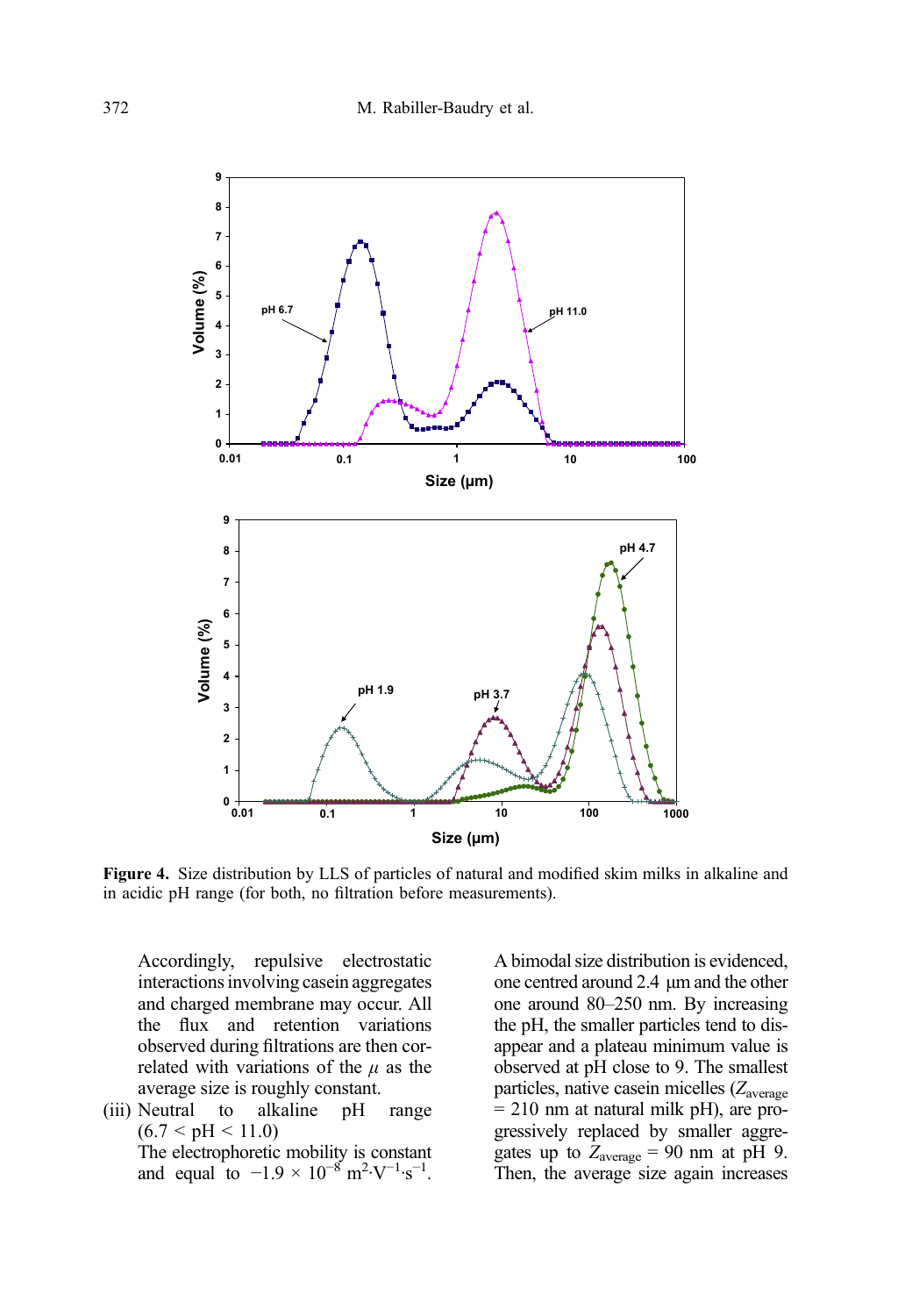**Figure 4.** Size distribution by LLS of particles of natural and modified skim milks in alkaline and in acidic pH range (for both, no filtration before measurements).

Accordingly, repulsive electrostatic interactions involving casein aggregates and charged membrane may occur. All the flux and retention variations observed during filtrations are then correlated with variations of the $\mu$ as the average size is roughly constant.

(iii) Neutral to alkaline pH range ($6.7 < pH < 11.0$)
The electrophoretic mobility is constant and equal to $-1.9 \times 10^{-8}$ $m^2 \cdot V^{-1} \cdot s^{-1}$. A bimodal size distribution is evidenced, one centred around 2.4 µm and the other one around 80–250 nm. By increasing the pH, the smaller particles tend to disappear and a plateau minimum value is observed at pH close to 9. The smallest particles, native casein micelles ($Z_{average}$ = 210 nm at natural milk pH), are progressively replaced by smaller aggregates up to $Z_{average}$ = 90 nm at pH 9. Then, the average size again increases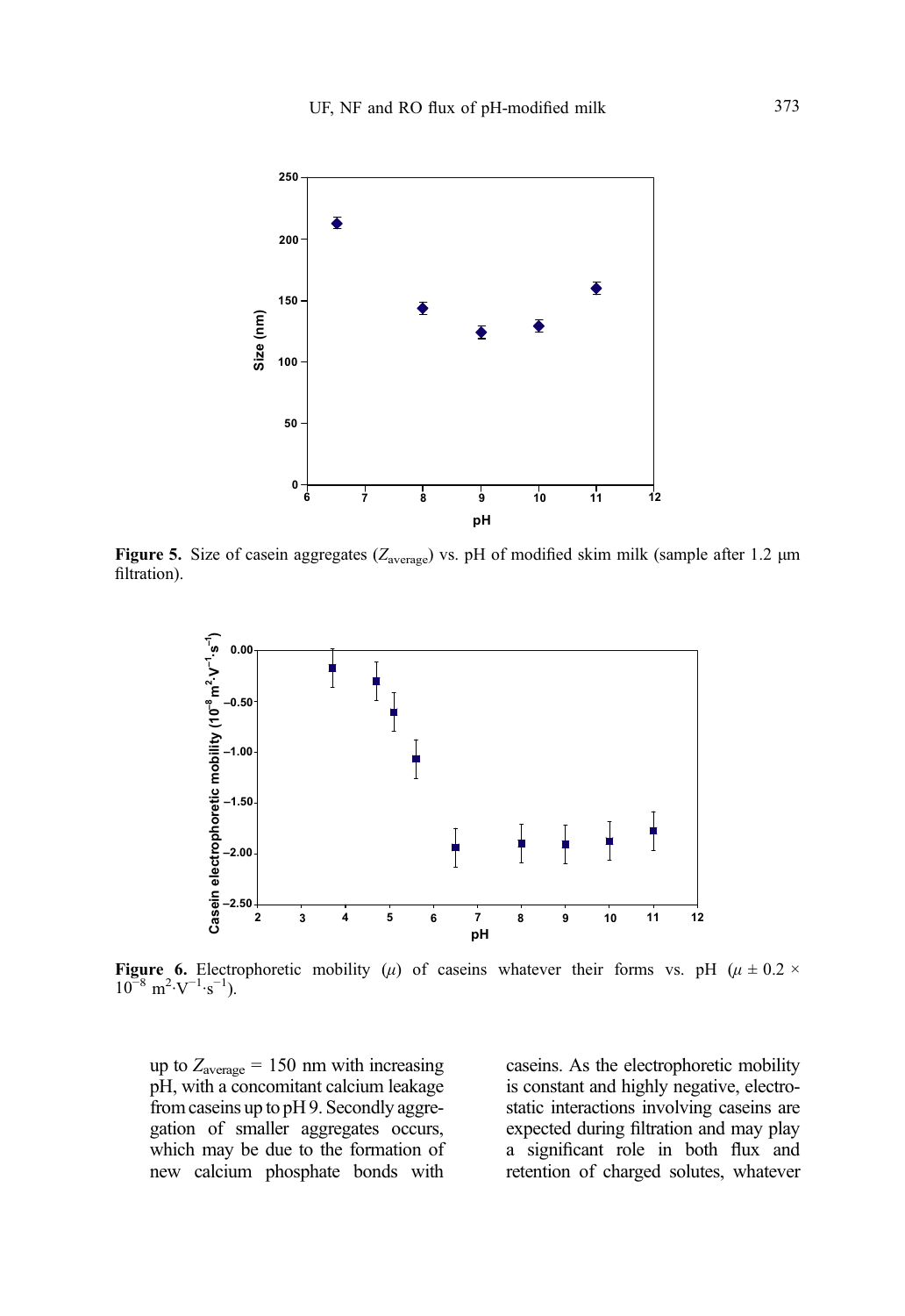**Figure 5.** Size of casein aggregates ($Z_{average}$) vs. pH of modified skim milk (sample after 1.2 μm filtration).

**Figure 6.** Electrophoretic mobility ($\mu$) of caseins whatever their forms vs. pH ($\mu \pm 0.2 \times 10^{-8}$ $m^2 \cdot V^{-1} \cdot s^{-1}$).

up to $Z_{average}$ = 150 nm with increasing pH, with a concomitant calcium leakage from caseins up to pH 9. Secondly aggregation of smaller aggregates occurs, which may be due to the formation of new calcium phosphate bonds with caseins. As the electrophoretic mobility is constant and highly negative, electrostatic interactions involving caseins are expected during filtration and may play a significant role in both flux and retention of charged solutes, whatever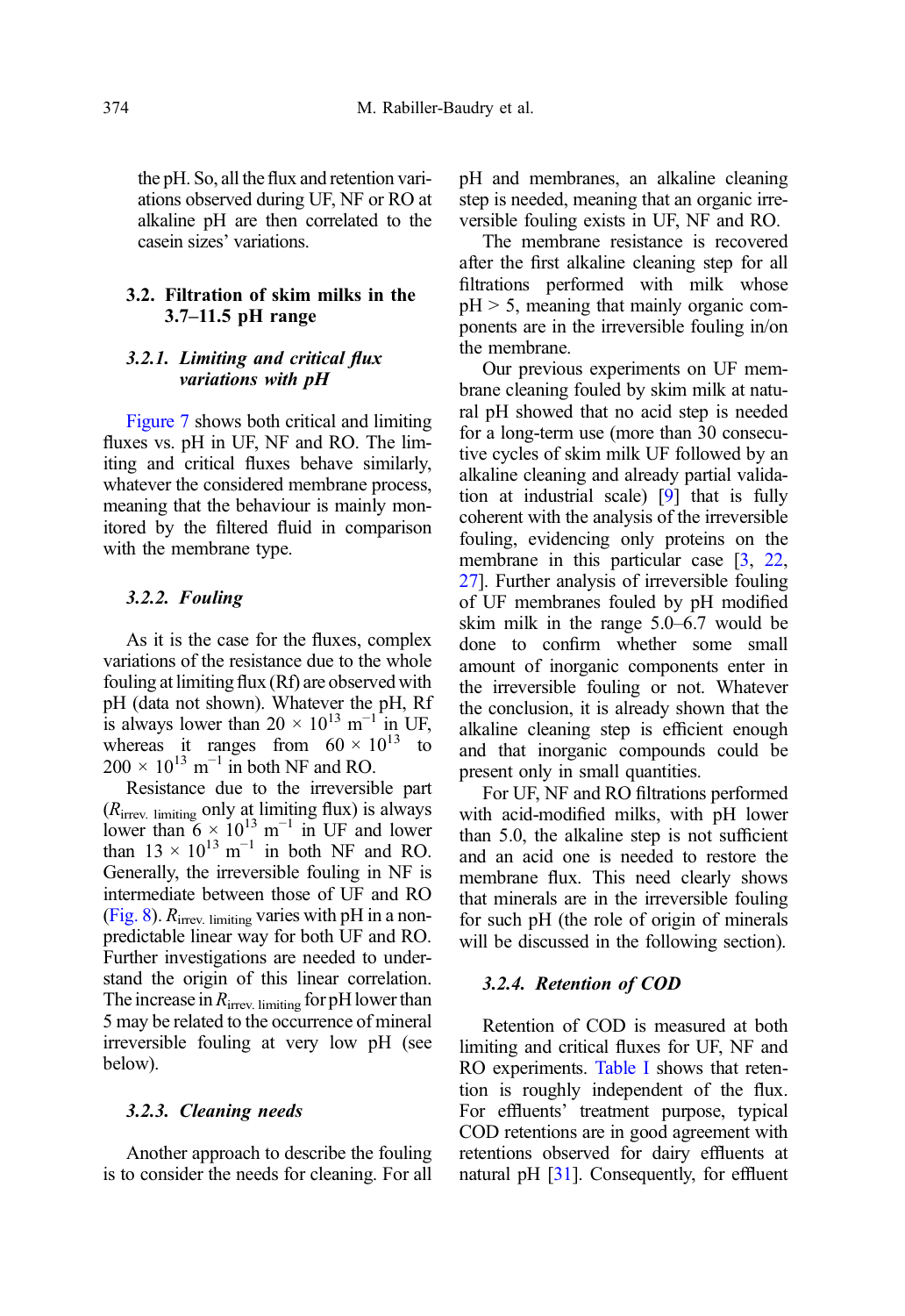the pH. So, all the flux and retention variations observed during UF, NF or RO at alkaline pH are then correlated to the casein sizes' variations.

### 3.2. Filtration of skim milks in the 3.7–11.5 pH range

#### 3.2.1. *Limiting and critical flux variations with pH*

Figure 7 shows both critical and limiting fluxes vs. pH in UF, NF and RO. The limiting and critical fluxes behave similarly, whatever the considered membrane process, meaning that the behaviour is mainly monitored by the filtered fluid in comparison with the membrane type.

#### 3.2.2. *Fouling*

As it is the case for the fluxes, complex variations of the resistance due to the whole fouling at limiting flux (Rf) are observed with pH (data not shown). Whatever the pH, Rf is always lower than $20 \times 10^{13}$ m$^{-1}$ in UF, whereas it ranges from $60 \times 10^{13}$ to $200 \times 10^{13}$ m$^{-1}$ in both NF and RO.

Resistance due to the irreversible part ($R_{\text{irrev. limiting}}$ only at limiting flux) is always lower than $6 \times 10^{13}$ m$^{-1}$ in UF and lower than $13 \times 10^{13}$ m$^{-1}$ in both NF and RO. Generally, the irreversible fouling in NF is intermediate between those of UF and RO (Fig. 8). $R_{\text{irrev. limiting}}$ varies with pH in a non-predictable linear way for both UF and RO. Further investigations are needed to understand the origin of this linear correlation. The increase in $R_{\text{irrev. limiting}}$ for pH lower than 5 may be related to the occurrence of mineral irreversible fouling at very low pH (see below).

#### 3.2.3. *Cleaning needs*

Another approach to describe the fouling is to consider the needs for cleaning. For all pH and membranes, an alkaline cleaning step is needed, meaning that an organic irreversible fouling exists in UF, NF and RO.

The membrane resistance is recovered after the first alkaline cleaning step for all filtrations performed with milk whose pH > 5, meaning that mainly organic components are in the irreversible fouling in/on the membrane.

Our previous experiments on UF membrane cleaning fouled by skim milk at natural pH showed that no acid step is needed for a long-term use (more than 30 consecutive cycles of skim milk UF followed by an alkaline cleaning and already partial validation at industrial scale) [9] that is fully coherent with the analysis of the irreversible fouling, evidencing only proteins on the membrane in this particular case [3, 22, 27]. Further analysis of irreversible fouling of UF membranes fouled by pH modified skim milk in the range 5.0–6.7 would be done to confirm whether some small amount of inorganic components enter in the irreversible fouling or not. Whatever the conclusion, it is already shown that the alkaline cleaning step is efficient enough and that inorganic compounds could be present only in small quantities.

For UF, NF and RO filtrations performed with acid-modified milks, with pH lower than 5.0, the alkaline step is not sufficient and an acid one is needed to restore the membrane flux. This need clearly shows that minerals are in the irreversible fouling for such pH (the role of origin of minerals will be discussed in the following section).

#### 3.2.4. *Retention of COD*

Retention of COD is measured at both limiting and critical fluxes for UF, NF and RO experiments. Table I shows that retention is roughly independent of the flux. For effluents' treatment purpose, typical COD retentions are in good agreement with retentions observed for dairy effluents at natural pH [31]. Consequently, for effluent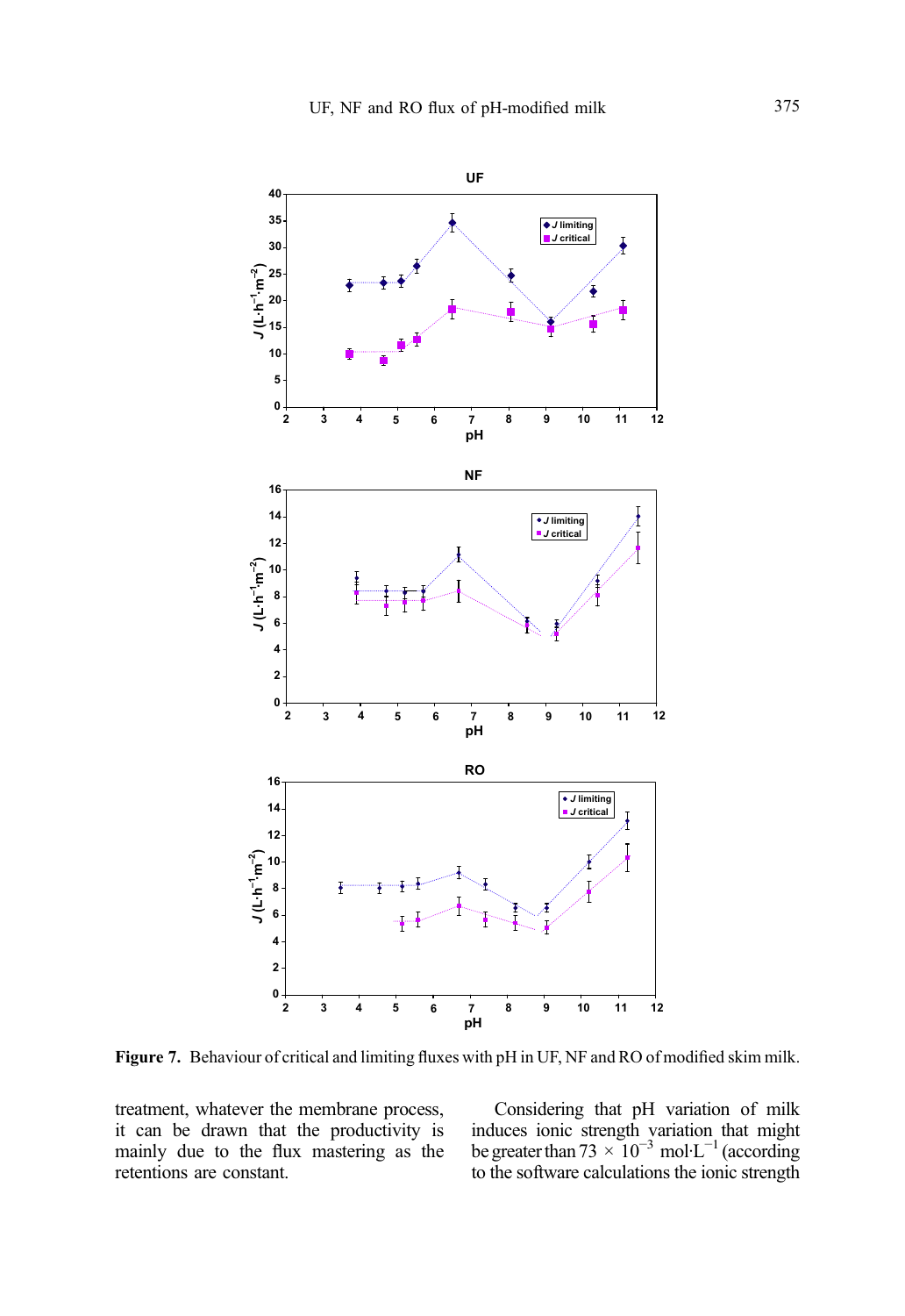**Figure 7.** Behaviour of critical and limiting fluxes with pH in UF, NF and RO of modified skim milk.

treatment, whatever the membrane process, it can be drawn that the productivity is mainly due to the flux mastering as the retentions are constant.

Considering that pH variation of milk induces ionic strength variation that might be greater than $73 \times 10^{-3}$ mol·L$^{-1}$ (according to the software calculations the ionic strength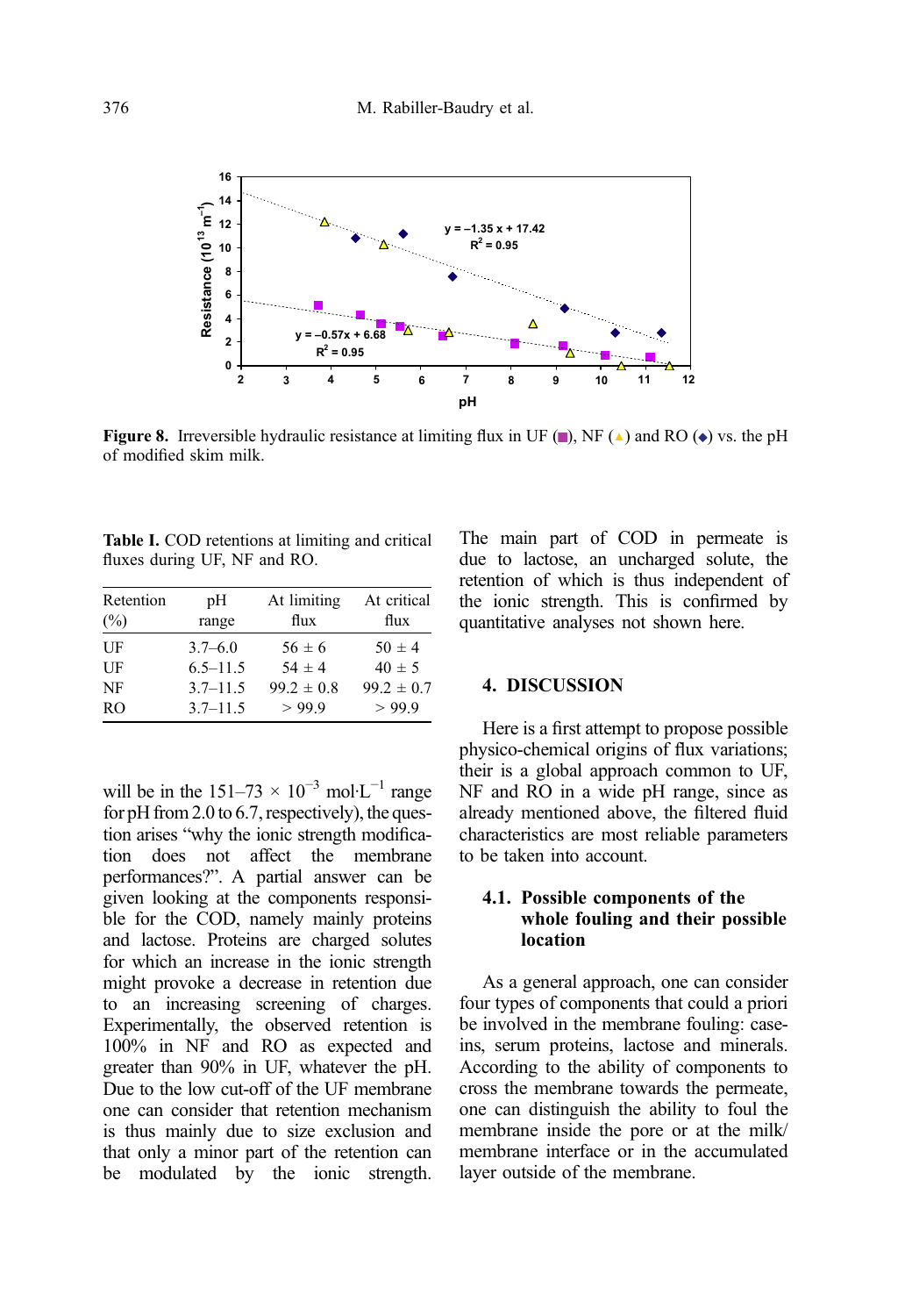Figure 8. Irreversible hydraulic resistance at limiting flux in UF (■), NF (▲) and RO (◆) vs. the pH of modified skim milk.

**Table I.** COD retentions at limiting and critical fluxes during UF, NF and RO.

| Retention (%) | pH range | At limiting flux | At critical flux |
|---|---|---|---|
| UF | 3.7–6.0 | 56 ± 6 | 50 ± 4 |
| UF | 6.5–11.5 | 54 ± 4 | 40 ± 5 |
| NF | 3.7–11.5 | 99.2 ± 0.8 | 99.2 ± 0.7 |
| RO | 3.7–11.5 | > 99.9 | > 99.9 |

will be in the 151–73 × $10^{-3}$ mol·$L^{-1}$ range for pH from 2.0 to 6.7, respectively), the question arises "why the ionic strength modification does not affect the membrane performances?". A partial answer can be given looking at the components responsible for the COD, namely mainly proteins and lactose. Proteins are charged solutes for which an increase in the ionic strength might provoke a decrease in retention due to an increasing screening of charges. Experimentally, the observed retention is 100% in NF and RO as expected and greater than 90% in UF, whatever the pH. Due to the low cut-off of the UF membrane one can consider that retention mechanism is thus mainly due to size exclusion and that only a minor part of the retention can be modulated by the ionic strength. The main part of COD in permeate is due to lactose, an uncharged solute, the retention of which is thus independent of the ionic strength. This is confirmed by quantitative analyses not shown here.

## 4. DISCUSSION

Here is a first attempt to propose possible physico-chemical origins of flux variations; their is a global approach common to UF, NF and RO in a wide pH range, since as already mentioned above, the filtered fluid characteristics are most reliable parameters to be taken into account.

### 4.1. Possible components of the whole fouling and their possible location

As a general approach, one can consider four types of components that could a priori be involved in the membrane fouling: caseins, serum proteins, lactose and minerals. According to the ability of components to cross the membrane towards the permeate, one can distinguish the ability to foul the membrane inside the pore or at the milk/membrane interface or in the accumulated layer outside of the membrane.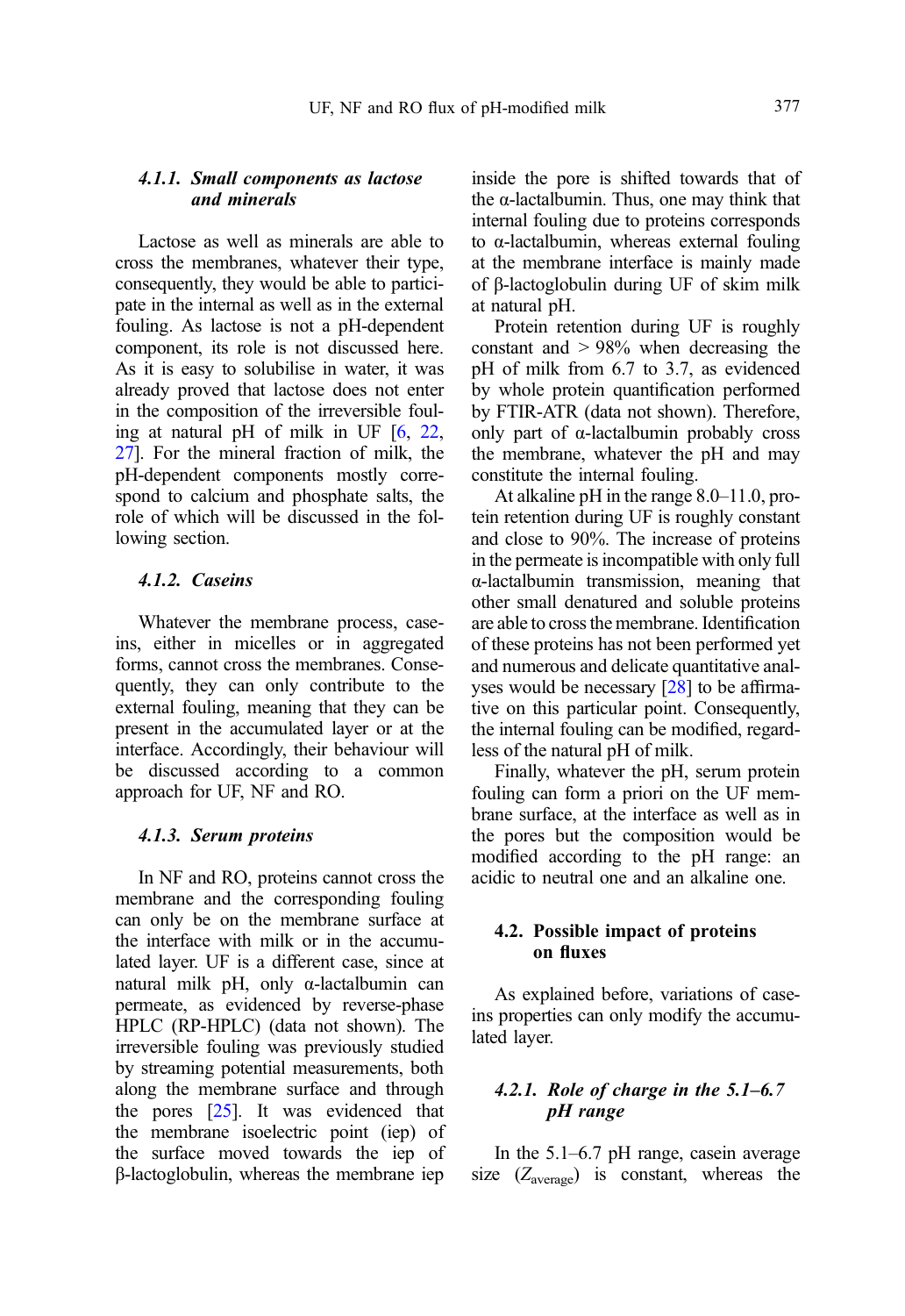#### 4.1.1. *Small components as lactose and minerals*

Lactose as well as minerals are able to cross the membranes, whatever their type, consequently, they would be able to participate in the internal as well as in the external fouling. As lactose is not a pH-dependent component, its role is not discussed here. As it is easy to solubilise in water, it was already proved that lactose does not enter in the composition of the irreversible fouling at natural pH of milk in UF [6, 22, 27]. For the mineral fraction of milk, the pH-dependent components mostly correspond to calcium and phosphate salts, the role of which will be discussed in the following section.

#### 4.1.2. *Caseins*

Whatever the membrane process, caseins, either in micelles or in aggregated forms, cannot cross the membranes. Consequently, they can only contribute to the external fouling, meaning that they can be present in the accumulated layer or at the interface. Accordingly, their behaviour will be discussed according to a common approach for UF, NF and RO.

#### 4.1.3. *Serum proteins*

In NF and RO, proteins cannot cross the membrane and the corresponding fouling can only be on the membrane surface at the interface with milk or in the accumulated layer. UF is a different case, since at natural milk pH, only α-lactalbumin can permeate, as evidenced by reverse-phase HPLC (RP-HPLC) (data not shown). The irreversible fouling was previously studied by streaming potential measurements, both along the membrane surface and through the pores [25]. It was evidenced that the membrane isoelectric point (iep) of the surface moved towards the iep of β-lactoglobulin, whereas the membrane iep inside the pore is shifted towards that of the α-lactalbumin. Thus, one may think that internal fouling due to proteins corresponds to α-lactalbumin, whereas external fouling at the membrane interface is mainly made of β-lactoglobulin during UF of skim milk at natural pH.

Protein retention during UF is roughly constant and > 98% when decreasing the pH of milk from 6.7 to 3.7, as evidenced by whole protein quantification performed by FTIR-ATR (data not shown). Therefore, only part of α-lactalbumin probably cross the membrane, whatever the pH and may constitute the internal fouling.

At alkaline pH in the range 8.0–11.0, protein retention during UF is roughly constant and close to 90%. The increase of proteins in the permeate is incompatible with only full α-lactalbumin transmission, meaning that other small denatured and soluble proteins are able to cross the membrane. Identification of these proteins has not been performed yet and numerous and delicate quantitative analyses would be necessary [28] to be affirmative on this particular point. Consequently, the internal fouling can be modified, regardless of the natural pH of milk.

Finally, whatever the pH, serum protein fouling can form a priori on the UF membrane surface, at the interface as well as in the pores but the composition would be modified according to the pH range: an acidic to neutral one and an alkaline one.

### 4.2. Possible impact of proteins on fluxes

As explained before, variations of caseins properties can only modify the accumulated layer.

#### 4.2.1. *Role of charge in the 5.1–6.7 pH range*

In the 5.1–6.7 pH range, casein average size ($Z_{average}$) is constant, whereas the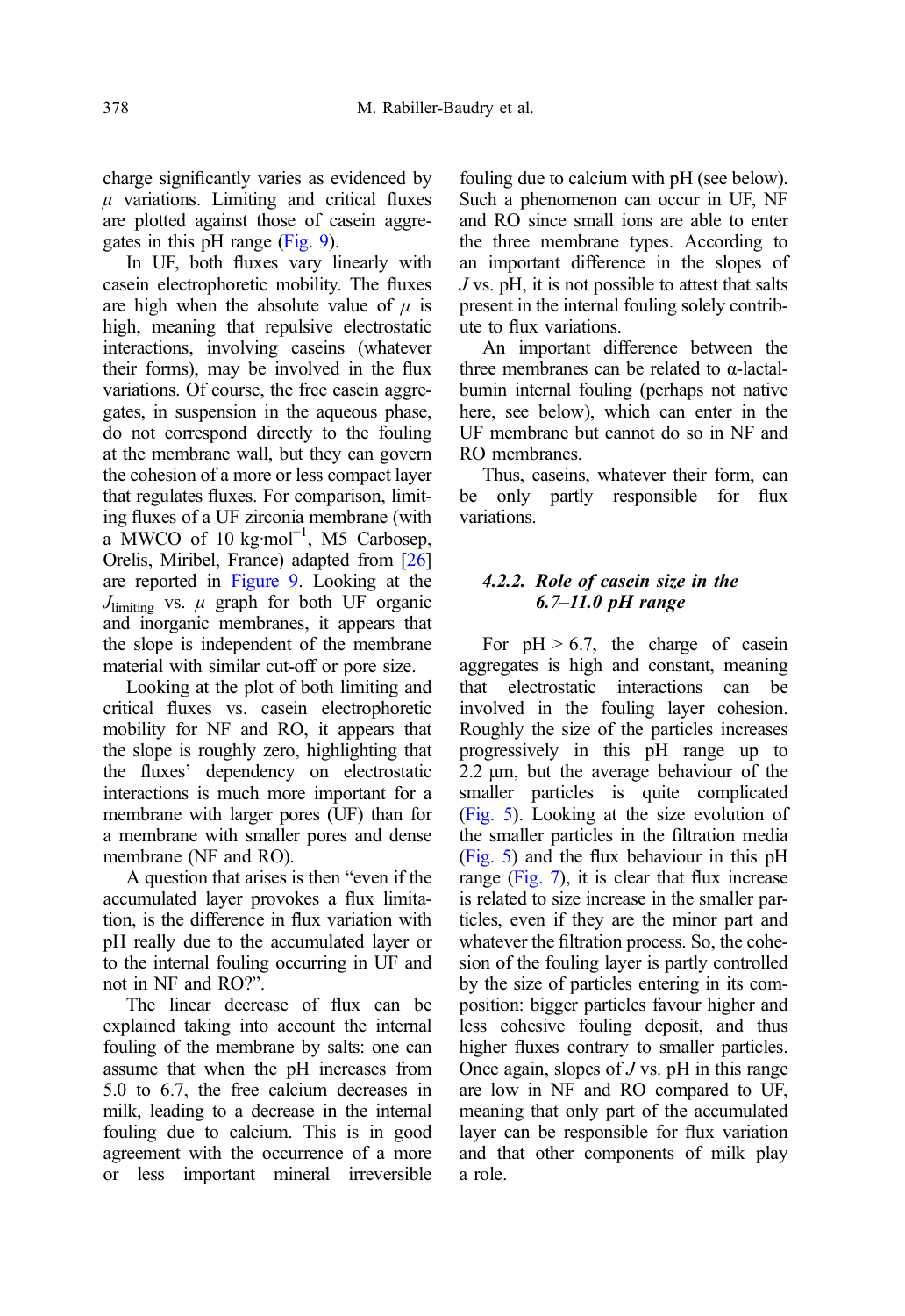charge significantly varies as evidenced by $\mu$ variations. Limiting and critical fluxes are plotted against those of casein aggregates in this pH range (Fig. 9).

In UF, both fluxes vary linearly with casein electrophoretic mobility. The fluxes are high when the absolute value of $\mu$ is high, meaning that repulsive electrostatic interactions, involving caseins (whatever their forms), may be involved in the flux variations. Of course, the free casein aggregates, in suspension in the aqueous phase, do not correspond directly to the fouling at the membrane wall, but they can govern the cohesion of a more or less compact layer that regulates fluxes. For comparison, limiting fluxes of a UF zirconia membrane (with a MWCO of 10 $kg \cdot mol^{-1}$, M5 Carbosep, Orelis, Miribel, France) adapted from [26] are reported in Figure 9. Looking at the $J_{\text{limiting}}$ vs. $\mu$ graph for both UF organic and inorganic membranes, it appears that the slope is independent of the membrane material with similar cut-off or pore size.

Looking at the plot of both limiting and critical fluxes vs. casein electrophoretic mobility for NF and RO, it appears that the slope is roughly zero, highlighting that the fluxes' dependency on electrostatic interactions is much more important for a membrane with larger pores (UF) than for a membrane with smaller pores and dense membrane (NF and RO).

A question that arises is then "even if the accumulated layer provokes a flux limitation, is the difference in flux variation with pH really due to the accumulated layer or to the internal fouling occurring in UF and not in NF and RO?".

The linear decrease of flux can be explained taking into account the internal fouling of the membrane by salts: one can assume that when the pH increases from 5.0 to 6.7, the free calcium decreases in milk, leading to a decrease in the internal fouling due to calcium. This is in good agreement with the occurrence of a more or less important mineral irreversible fouling due to calcium with pH (see below). Such a phenomenon can occur in UF, NF and RO since small ions are able to enter the three membrane types. According to an important difference in the slopes of $J$ vs. pH, it is not possible to attest that salts present in the internal fouling solely contribute to flux variations.

An important difference between the three membranes can be related to α-lactalbumin internal fouling (perhaps not native here, see below), which can enter in the UF membrane but cannot do so in NF and RO membranes.

Thus, caseins, whatever their form, can be only partly responsible for flux variations.

#### *4.2.2. Role of casein size in the 6.7–11.0 pH range*

For pH > 6.7, the charge of casein aggregates is high and constant, meaning that electrostatic interactions can be involved in the fouling layer cohesion. Roughly the size of the particles increases progressively in this pH range up to 2.2 μm, but the average behaviour of the smaller particles is quite complicated (Fig. 5). Looking at the size evolution of the smaller particles in the filtration media (Fig. 5) and the flux behaviour in this pH range (Fig. 7), it is clear that flux increase is related to size increase in the smaller particles, even if they are the minor part and whatever the filtration process. So, the cohesion of the fouling layer is partly controlled by the size of particles entering in its composition: bigger particles favour higher and less cohesive fouling deposit, and thus higher fluxes contrary to smaller particles. Once again, slopes of $J$ vs. pH in this range are low in NF and RO compared to UF, meaning that only part of the accumulated layer can be responsible for flux variation and that other components of milk play a role.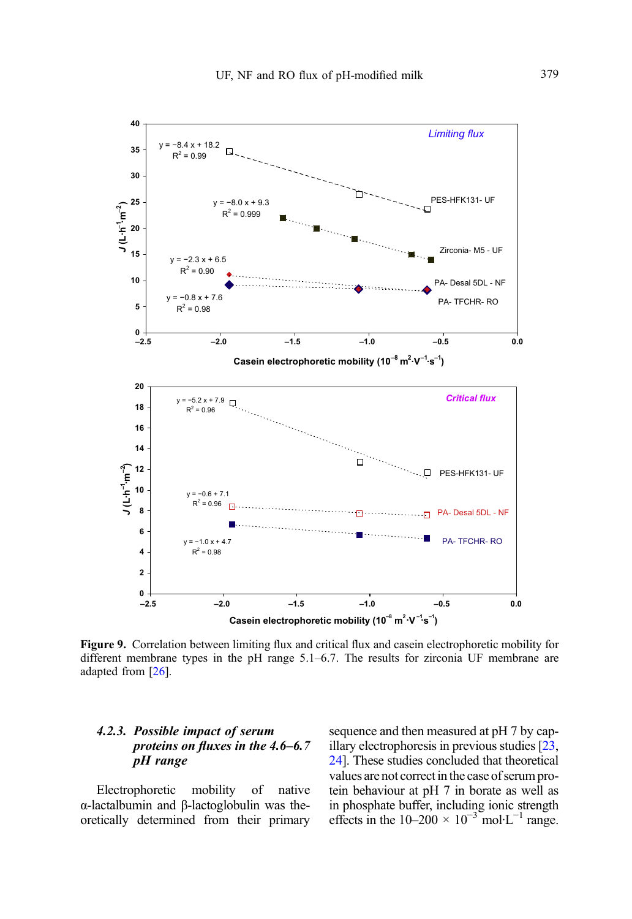**Figure 9.** Correlation between limiting flux and critical flux and casein electrophoretic mobility for different membrane types in the pH range 5.1–6.7. The results for zirconia UF membrane are adapted from [26].

### 4.2.3. *Possible impact of serum proteins on fluxes in the 4.6–6.7 pH range*

Electrophoretic mobility of native α-lactalbumin and β-lactoglobulin was theoretically determined from their primary sequence and then measured at pH 7 by capillary electrophoresis in previous studies [23, 24]. These studies concluded that theoretical values are not correct in the case of serum protein behaviour at pH 7 in borate as well as in phosphate buffer, including ionic strength effects in the 10–200 × $10^{-3}$ mol·$L^{-1}$ range.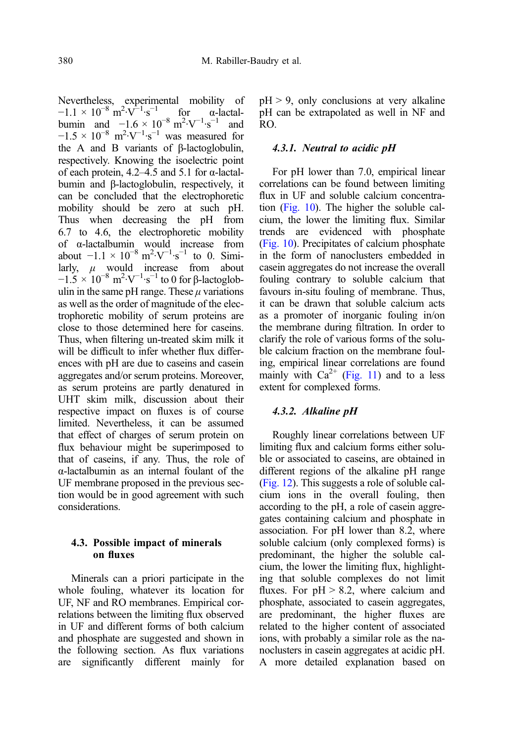Nevertheless, experimental mobility of $-1.1 \times 10^{-8}$ $m^2 \cdot V^{-1} \cdot s^{-1}$ for α-lactalbumin and $-1.6 \times 10^{-8}$ $m^2 \cdot V^{-1} \cdot s^{-1}$ and $-1.5 \times 10^{-8}$ $m^2 \cdot V^{-1} \cdot s^{-1}$ was measured for the A and B variants of β-lactoglobulin, respectively. Knowing the isoelectric point of each protein, 4.2–4.5 and 5.1 for α-lactalbumin and β-lactoglobulin, respectively, it can be concluded that the electrophoretic mobility should be zero at such pH. Thus when decreasing the pH from 6.7 to 4.6, the electrophoretic mobility of α-lactalbumin would increase from about $-1.1 \times 10^{-8}$ $m^2 \cdot V^{-1} \cdot s^{-1}$ to 0. Similarly, $\mu$ would increase from about $-1.5 \times 10^{-8}$ $m^2 \cdot V^{-1} \cdot s^{-1}$ to 0 for β-lactoglobulin in the same pH range. These $\mu$ variations as well as the order of magnitude of the electrophoretic mobility of serum proteins are close to those determined here for caseins. Thus, when filtering un-treated skim milk it will be difficult to infer whether flux differences with pH are due to caseins and casein aggregates and/or serum proteins. Moreover, as serum proteins are partly denatured in UHT skim milk, discussion about their respective impact on fluxes is of course limited. Nevertheless, it can be assumed that effect of charges of serum protein on flux behaviour might be superimposed to that of caseins, if any. Thus, the role of α-lactalbumin as an internal foulant of the UF membrane proposed in the previous section would be in good agreement with such considerations.

## 4.3. Possible impact of minerals on fluxes

Minerals can a priori participate in the whole fouling, whatever its location for UF, NF and RO membranes. Empirical correlations between the limiting flux observed in UF and different forms of both calcium and phosphate are suggested and shown in the following section. As flux variations are significantly different mainly for pH > 9, only conclusions at very alkaline pH can be extrapolated as well in NF and RO.

### 4.3.1. Neutral to acidic pH

For pH lower than 7.0, empirical linear correlations can be found between limiting flux in UF and soluble calcium concentration (Fig. 10). The higher the soluble calcium, the lower the limiting flux. Similar trends are evidenced with phosphate (Fig. 10). Precipitates of calcium phosphate in the form of nanoclusters embedded in casein aggregates do not increase the overall fouling contrary to soluble calcium that favours in-situ fouling of membrane. Thus, it can be drawn that soluble calcium acts as a promoter of inorganic fouling in/on the membrane during filtration. In order to clarify the role of various forms of the soluble calcium fraction on the membrane fouling, empirical linear correlations are found mainly with $Ca^{2+}$ (Fig. 11) and to a less extent for complexed forms.

### 4.3.2. Alkaline pH

Roughly linear correlations between UF limiting flux and calcium forms either soluble or associated to caseins, are obtained in different regions of the alkaline pH range (Fig. 12). This suggests a role of soluble calcium ions in the overall fouling, then according to the pH, a role of casein aggregates containing calcium and phosphate in association. For pH lower than 8.2, where soluble calcium (only complexed forms) is predominant, the higher the soluble calcium, the lower the limiting flux, highlighting that soluble complexes do not limit fluxes. For pH > 8.2, where calcium and phosphate, associated to casein aggregates, are predominant, the higher fluxes are related to the higher content of associated ions, with probably a similar role as the nanoclusters in casein aggregates at acidic pH. A more detailed explanation based on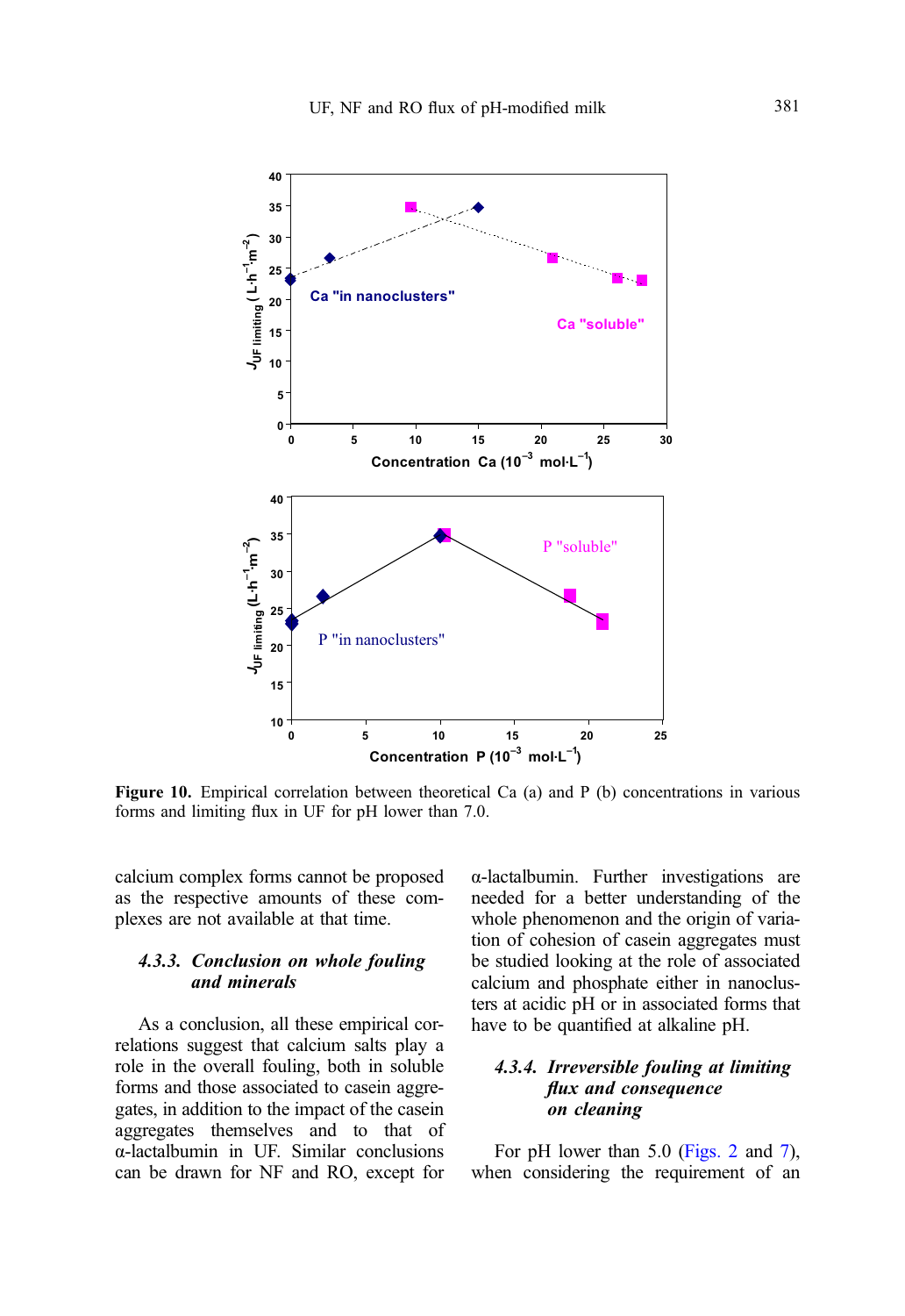Figure 10. Empirical correlation between theoretical Ca (a) and P (b) concentrations in various forms and limiting flux in UF for pH lower than 7.0.

calcium complex forms cannot be proposed as the respective amounts of these complexes are not available at that time.

#### 4.3.3. *Conclusion on whole fouling and minerals*

As a conclusion, all these empirical correlations suggest that calcium salts play a role in the overall fouling, both in soluble forms and those associated to casein aggregates, in addition to the impact of the casein aggregates themselves and to that of α-lactalbumin in UF. Similar conclusions can be drawn for NF and RO, except for α-lactalbumin. Further investigations are needed for a better understanding of the whole phenomenon and the origin of variation of cohesion of casein aggregates must be studied looking at the role of associated calcium and phosphate either in nanoclusters at acidic pH or in associated forms that have to be quantified at alkaline pH.

#### 4.3.4. *Irreversible fouling at limiting flux and consequence on cleaning*

For pH lower than 5.0 (Figs. 2 and 7), when considering the requirement of an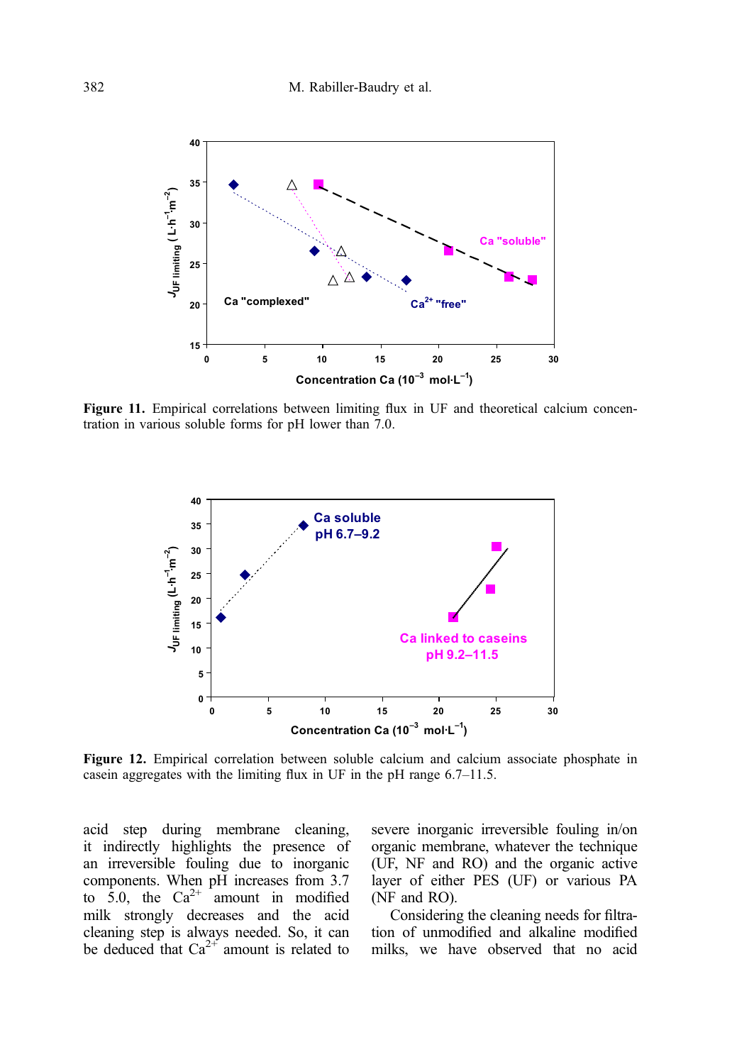**Figure 11.** Empirical correlations between limiting flux in UF and theoretical calcium concentration in various soluble forms for pH lower than 7.0.

**Figure 12.** Empirical correlation between soluble calcium and calcium associate phosphate in casein aggregates with the limiting flux in UF in the pH range 6.7–11.5.

acid step during membrane cleaning, it indirectly highlights the presence of an irreversible fouling due to inorganic components. When pH increases from 3.7 to 5.0, the $Ca^{2+}$ amount in modified milk strongly decreases and the acid cleaning step is always needed. So, it can be deduced that $Ca^{2+}$ amount is related to severe inorganic irreversible fouling in/on organic membrane, whatever the technique (UF, NF and RO) and the organic active layer of either PES (UF) or various PA (NF and RO).

Considering the cleaning needs for filtration of unmodified and alkaline modified milks, we have observed that no acid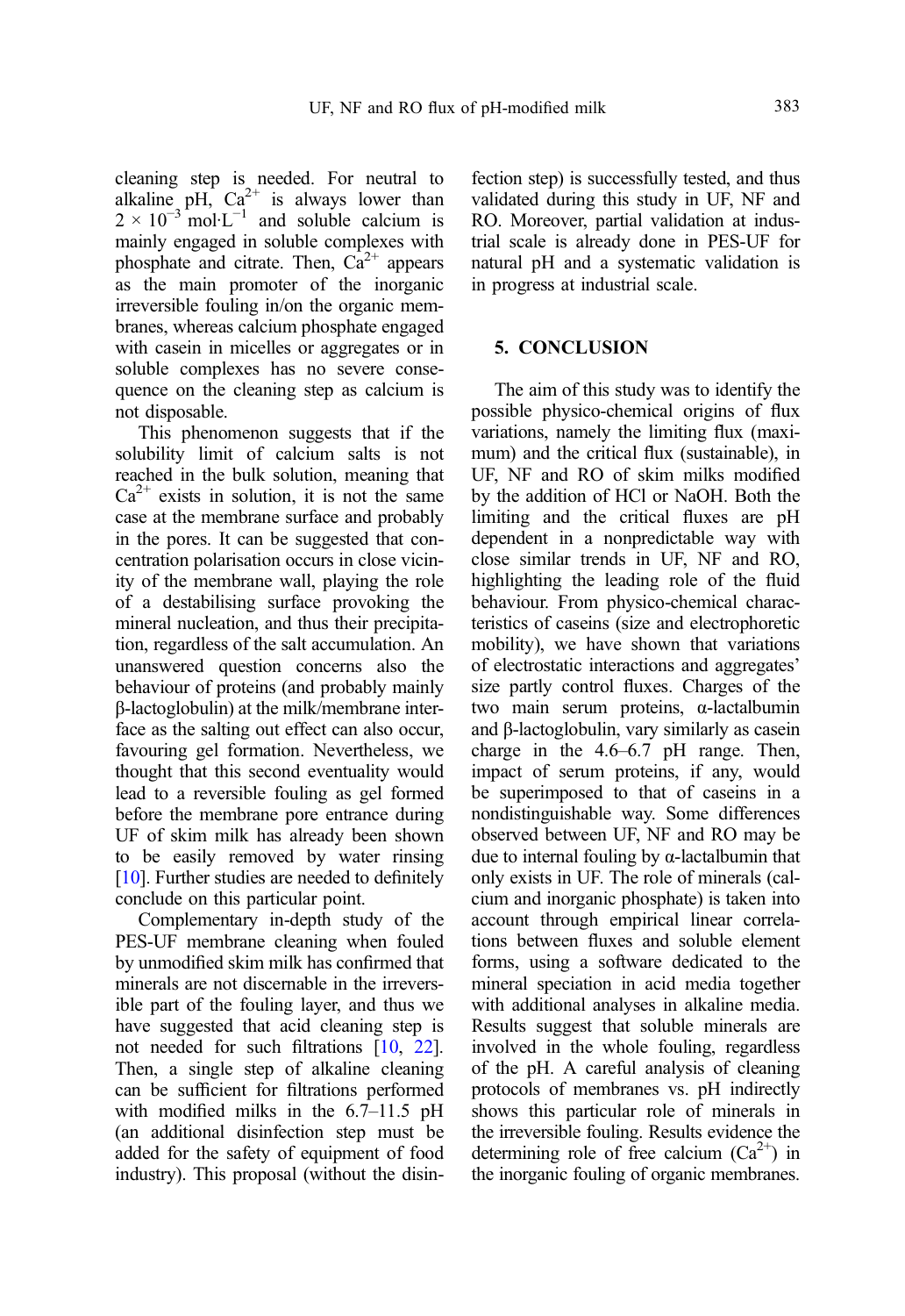cleaning step is needed. For neutral to alkaline pH, $Ca^{2+}$ is always lower than $2 \times 10^{-3}$ mol·L$^{-1}$ and soluble calcium is mainly engaged in soluble complexes with phosphate and citrate. Then, $Ca^{2+}$ appears as the main promoter of the inorganic irreversible fouling in/on the organic membranes, whereas calcium phosphate engaged with casein in micelles or aggregates or in soluble complexes has no severe consequence on the cleaning step as calcium is not disposable.

This phenomenon suggests that if the solubility limit of calcium salts is not reached in the bulk solution, meaning that $Ca^{2+}$ exists in solution, it is not the same case at the membrane surface and probably in the pores. It can be suggested that concentration polarisation occurs in close vicinity of the membrane wall, playing the role of a destabilising surface provoking the mineral nucleation, and thus their precipitation, regardless of the salt accumulation. An unanswered question concerns also the behaviour of proteins (and probably mainly β-lactoglobulin) at the milk/membrane interface as the salting out effect can also occur, favouring gel formation. Nevertheless, we thought that this second eventuality would lead to a reversible fouling as gel formed before the membrane pore entrance during UF of skim milk has already been shown to be easily removed by water rinsing [10]. Further studies are needed to definitely conclude on this particular point.

Complementary in-depth study of the PES-UF membrane cleaning when fouled by unmodified skim milk has confirmed that minerals are not discernable in the irreversible part of the fouling layer, and thus we have suggested that acid cleaning step is not needed for such filtrations [10, 22]. Then, a single step of alkaline cleaning can be sufficient for filtrations performed with modified milks in the 6.7–11.5 pH (an additional disinfection step must be added for the safety of equipment of food industry). This proposal (without the disinfection step) is successfully tested, and thus validated during this study in UF, NF and RO. Moreover, partial validation at industrial scale is already done in PES-UF for natural pH and a systematic validation is in progress at industrial scale.

## 5. CONCLUSION

The aim of this study was to identify the possible physico-chemical origins of flux variations, namely the limiting flux (maximum) and the critical flux (sustainable), in UF, NF and RO of skim milks modified by the addition of HCl or NaOH. Both the limiting and the critical fluxes are pH dependent in a nonpredictable way with close similar trends in UF, NF and RO, highlighting the leading role of the fluid behaviour. From physico-chemical characteristics of caseins (size and electrophoretic mobility), we have shown that variations of electrostatic interactions and aggregates' size partly control fluxes. Charges of the two main serum proteins, α-lactalbumin and β-lactoglobulin, vary similarly as casein charge in the 4.6–6.7 pH range. Then, impact of serum proteins, if any, would be superimposed to that of caseins in a nondistinguishable way. Some differences observed between UF, NF and RO may be due to internal fouling by α-lactalbumin that only exists in UF. The role of minerals (calcium and inorganic phosphate) is taken into account through empirical linear correlations between fluxes and soluble element forms, using a software dedicated to the mineral speciation in acid media together with additional analyses in alkaline media. Results suggest that soluble minerals are involved in the whole fouling, regardless of the pH. A careful analysis of cleaning protocols of membranes vs. pH indirectly shows this particular role of minerals in the irreversible fouling. Results evidence the determining role of free calcium ($Ca^{2+}$) in the inorganic fouling of organic membranes.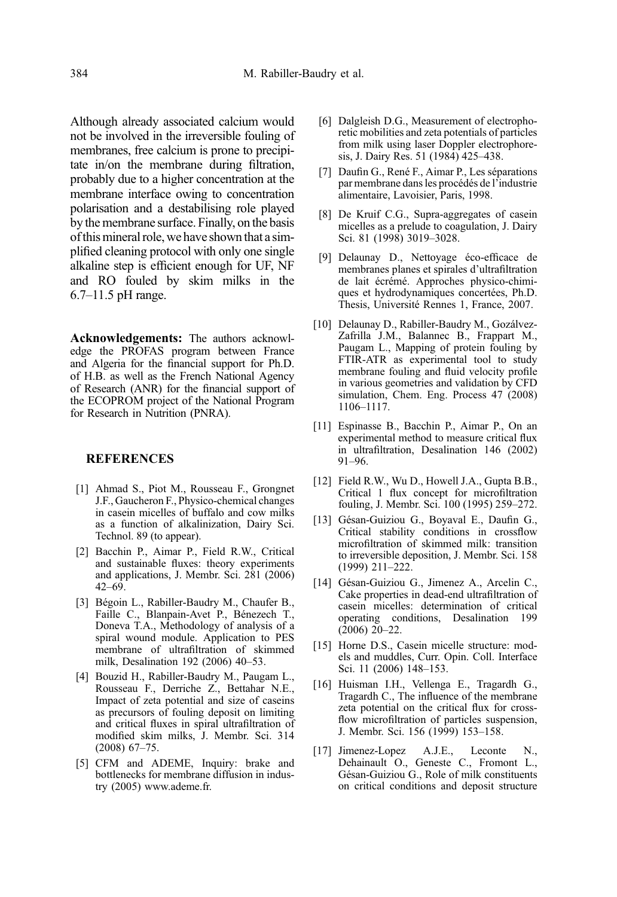Although already associated calcium would not be involved in the irreversible fouling of membranes, free calcium is prone to precipitate in/on the membrane during filtration, probably due to a higher concentration at the membrane interface owing to concentration polarisation and a destabilising role played by the membrane surface. Finally, on the basis of this mineral role, we have shown that a simplified cleaning protocol with only one single alkaline step is efficient enough for UF, NF and RO fouled by skim milks in the 6.7–11.5 pH range.

**Acknowledgements:** The authors acknowledge the PROFAS program between France and Algeria for the financial support for Ph.D. of H.B. as well as the French National Agency of Research (ANR) for the financial support of the ECOPROM project of the National Program for Research in Nutrition (PNRA).

## REFERENCES

[1] Ahmad S., Piot M., Rousseau F., Grongnet J.F., Gaucheron F., Physico-chemical changes in casein micelles of buffalo and cow milks as a function of alkalinization, Dairy Sci. Technol. 89 (to appear).

[2] Bacchin P., Aimar P., Field R.W., Critical and sustainable fluxes: theory experiments and applications, J. Membr. Sci. 281 (2006) 42–69.

[3] Bégoin L., Rabiller-Baudry M., Chaufer B., Faille C., Blanpain-Avet P., Bénezech T., Doneva T.A., Methodology of analysis of a spiral wound module. Application to PES membrane of ultrafiltration of skimmed milk, Desalination 192 (2006) 40–53.

[4] Bouzid H., Rabiller-Baudry M., Paugam L., Rousseau F., Derriche Z., Bettahar N.E., Impact of zeta potential and size of caseins as precursors of fouling deposit on limiting and critical fluxes in spiral ultrafiltration of modified skim milks, J. Membr. Sci. 314 (2008) 67–75.

[5] CFM and ADEME, Inquiry: brake and bottlenecks for membrane diffusion in industry (2005) www.ademe.fr.

[6] Dalgleish D.G., Measurement of electrophoretic mobilities and zeta potentials of particles from milk using laser Doppler electrophoresis, J. Dairy Res. 51 (1984) 425–438.

[7] Daufin G., René F., Aimar P., Les séparations par membrane dans les procédés de l'industrie alimentaire, Lavoisier, Paris, 1998.

[8] De Kruif C.G., Supra-aggregates of casein micelles as a prelude to coagulation, J. Dairy Sci. 81 (1998) 3019–3028.

[9] Delaunay D., Nettoyage éco-efficace de membranes planes et spirales d'ultrafiltration de lait écrémé. Approches physico-chimiques et hydrodynamiques concertées, Ph.D. Thesis, Université Rennes 1, France, 2007.

[10] Delaunay D., Rabiller-Baudry M., Gozálvez-Zafrilla J.M., Balannec B., Frappart M., Paugam L., Mapping of protein fouling by FTIR-ATR as experimental tool to study membrane fouling and fluid velocity profile in various geometries and validation by CFD simulation, Chem. Eng. Process 47 (2008) 1106–1117.

[11] Espinasse B., Bacchin P., Aimar P., On an experimental method to measure critical flux in ultrafiltration, Desalination 146 (2002) 91–96.

[12] Field R.W., Wu D., Howell J.A., Gupta B.B., Critical 1 flux concept for microfiltration fouling, J. Membr. Sci. 100 (1995) 259–272.

[13] Gésan-Guiziou G., Boyaval E., Daufin G., Critical stability conditions in crossflow microfiltration of skimmed milk: transition to irreversible deposition, J. Membr. Sci. 158 (1999) 211–222.

[14] Gésan-Guiziou G., Jimenez A., Arcelin C., Cake properties in dead-end ultrafiltration of casein micelles: determination of critical operating conditions, Desalination 199 (2006) 20–22.

[15] Horne D.S., Casein micelle structure: models and muddles, Curr. Opin. Coll. Interface Sci. 11 (2006) 148–153.

[16] Huisman I.H., Vellenga E., Tragardh G., Tragardh C., The influence of the membrane zeta potential on the critical flux for crossflow microfiltration of particles suspension, J. Membr. Sci. 156 (1999) 153–158.

[17] Jimenez-Lopez A.J.E., Leconte N., Dehainault O., Geneste C., Fromont L., Gésan-Guiziou G., Role of milk constituents on critical conditions and deposit structure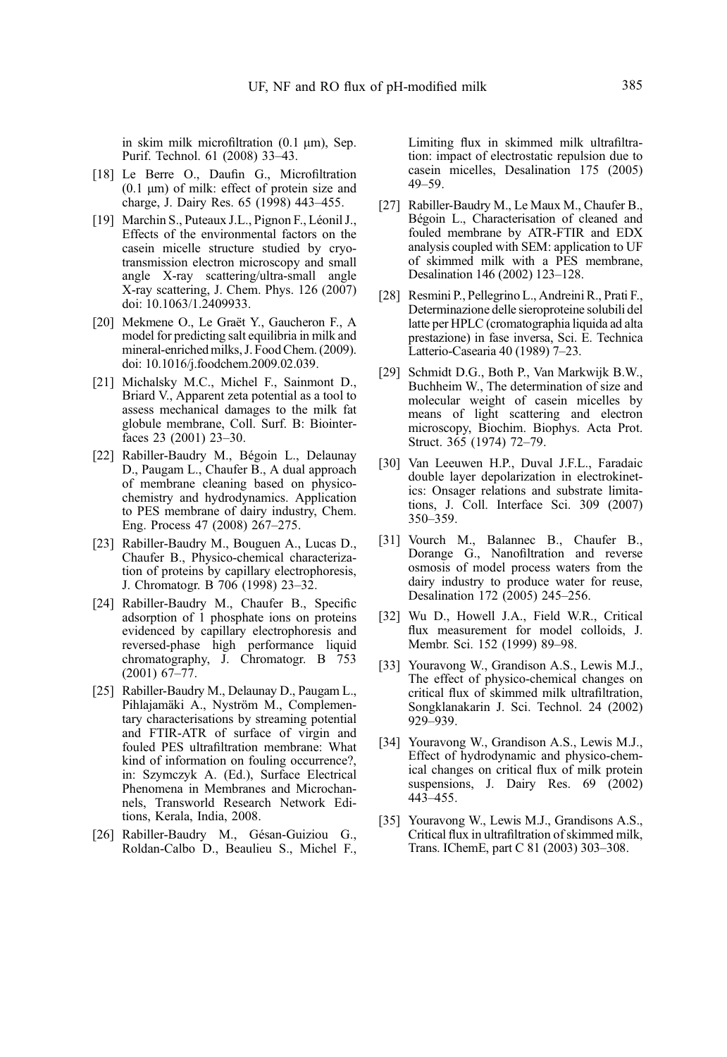in skim milk microfiltration (0.1 μm), Sep. Purif. Technol. 61 (2008) 33–43.

[18] Le Berre O., Daufin G., Microfiltration (0.1 μm) of milk: effect of protein size and charge, J. Dairy Res. 65 (1998) 443–455.

[19] Marchin S., Puteaux J.L., Pignon F., Léonil J., Effects of the environmental factors on the casein micelle structure studied by cryo-transmission electron microscopy and small angle X-ray scattering/ultra-small angle X-ray scattering, J. Chem. Phys. 126 (2007) doi: 10.1063/1.2409933.

[20] Mekmene O., Le Graët Y., Gaucheron F., A model for predicting salt equilibria in milk and mineral-enriched milks, J. Food Chem. (2009). doi: 10.1016/j.foodchem.2009.02.039.

[21] Michalsky M.C., Michel F., Sainmont D., Briard V., Apparent zeta potential as a tool to assess mechanical damages to the milk fat globule membrane, Coll. Surf. B: Biointerfaces 23 (2001) 23–30.

[22] Rabiller-Baudry M., Bégoin L., Delaunay D., Paugam L., Chaufer B., A dual approach of membrane cleaning based on physico-chemistry and hydrodynamics. Application to PES membrane of dairy industry, Chem. Eng. Process 47 (2008) 267–275.

[23] Rabiller-Baudry M., Bouguen A., Lucas D., Chaufer B., Physico-chemical characterization of proteins by capillary electrophoresis, J. Chromatogr. B 706 (1998) 23–32.

[24] Rabiller-Baudry M., Chaufer B., Specific adsorption of 1 phosphate ions on proteins evidenced by capillary electrophoresis and reversed-phase high performance liquid chromatography, J. Chromatogr. B 753 (2001) 67–77.

[25] Rabiller-Baudry M., Delaunay D., Paugam L., Pihlajamäki A., Nyström M., Complementary characterisations by streaming potential and FTIR-ATR of surface of virgin and fouled PES ultrafiltration membrane: What kind of information on fouling occurrence?, in: Szymczyk A. (Ed.), Surface Electrical Phenomena in Membranes and Microchannels, Transworld Research Network Editions, Kerala, India, 2008.

[26] Rabiller-Baudry M., Gésan-Guiziou G., Roldan-Calbo D., Beaulieu S., Michel F., Limiting flux in skimmed milk ultrafiltration: impact of electrostatic repulsion due to casein micelles, Desalination 175 (2005) 49–59.

[27] Rabiller-Baudry M., Le Maux M., Chaufer B., Bégoin L., Characterisation of cleaned and fouled membrane by ATR-FTIR and EDX analysis coupled with SEM: application to UF of skimmed milk with a PES membrane, Desalination 146 (2002) 123–128.

[28] Resmini P., Pellegrino L., Andreini R., Prati F., Determinazione delle sieroproteine solubili del latte per HPLC (cromatographia liquida ad alta prestazione) in fase inversa, Sci. E. Technica Latterio-Casearia 40 (1989) 7–23.

[29] Schmidt D.G., Both P., Van Markwijk B.W., Buchheim W., The determination of size and molecular weight of casein micelles by means of light scattering and electron microscopy, Biochim. Biophys. Acta Prot. Struct. 365 (1974) 72–79.

[30] Van Leeuwen H.P., Duval J.F.L., Faradaic double layer depolarization in electrokinetics: Onsager relations and substrate limitations, J. Coll. Interface Sci. 309 (2007) 350–359.

[31] Vourch M., Balannec B., Chaufer B., Dorange G., Nanofiltration and reverse osmosis of model process waters from the dairy industry to produce water for reuse, Desalination 172 (2005) 245–256.

[32] Wu D., Howell J.A., Field W.R., Critical flux measurement for model colloids, J. Membr. Sci. 152 (1999) 89–98.

[33] Youravong W., Grandison A.S., Lewis M.J., The effect of physico-chemical changes on critical flux of skimmed milk ultrafiltration, Songklanakarin J. Sci. Technol. 24 (2002) 929–939.

[34] Youravong W., Grandison A.S., Lewis M.J., Effect of hydrodynamic and physico-chemical changes on critical flux of milk protein suspensions, J. Dairy Res. 69 (2002) 443–455.

[35] Youravong W., Lewis M.J., Grandisons A.S., Critical flux in ultrafiltration of skimmed milk, Trans. IChemE, part C 81 (2003) 303–308.